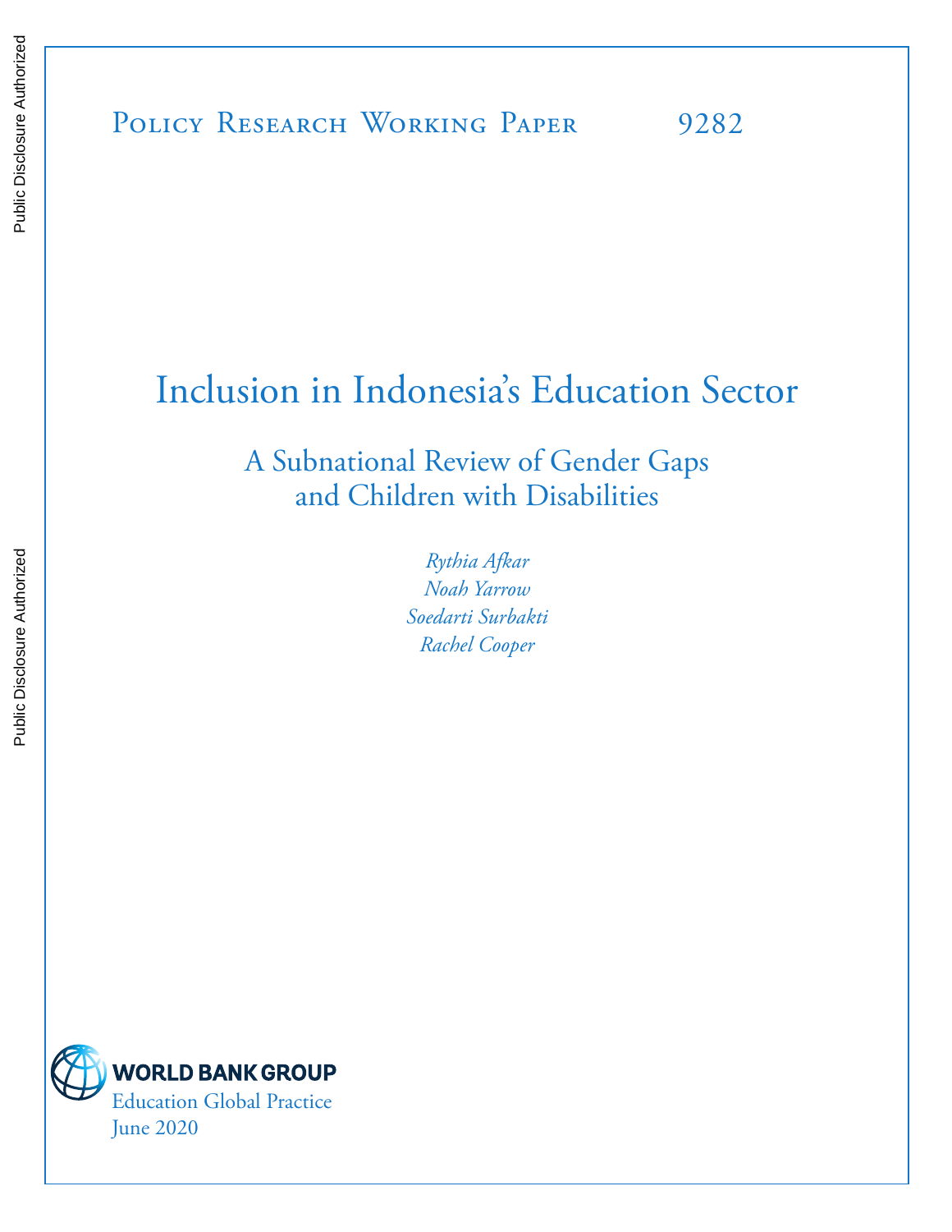Public Disclosure Authorized

Public Disclosure Authorized

Policy Research Working Paper 9282

# Inclusion in Indonesia's Education Sector

## A Subnational Review of Gender Gaps and Children with Disabilities

*Rythia Afkar*
*Noah Yarrow*
*Soedarti Surbakti*
*Rachel Cooper*

WORLD BANK GROUP
Education Global Practice
June 2020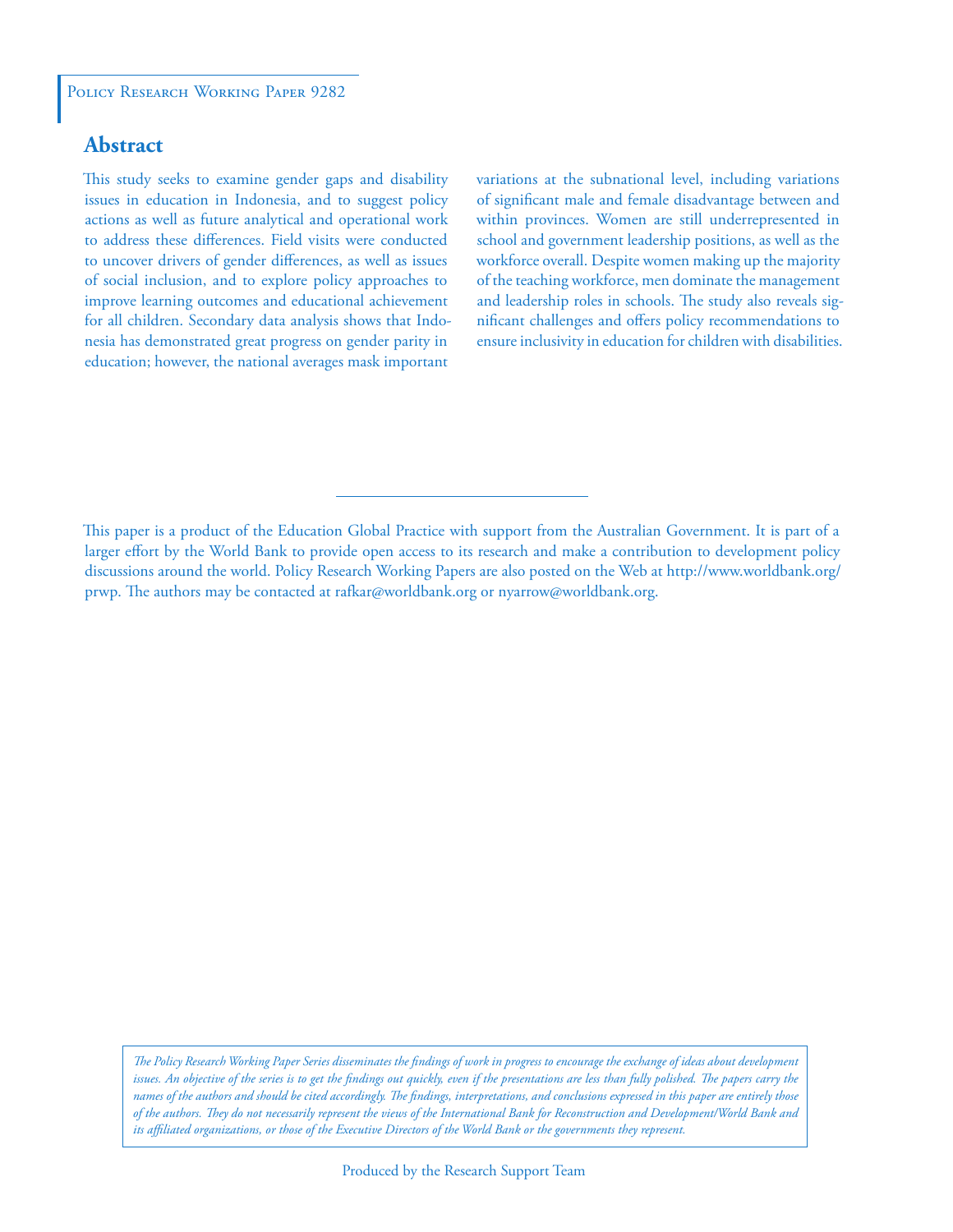Policy Research Working Paper 9282

## Abstract

This study seeks to examine gender gaps and disability issues in education in Indonesia, and to suggest policy actions as well as future analytical and operational work to address these differences. Field visits were conducted to uncover drivers of gender differences, as well as issues of social inclusion, and to explore policy approaches to improve learning outcomes and educational achievement for all children. Secondary data analysis shows that Indonesia has demonstrated great progress on gender parity in education; however, the national averages mask important variations at the subnational level, including variations of significant male and female disadvantage between and within provinces. Women are still underrepresented in school and government leadership positions, as well as the workforce overall. Despite women making up the majority of the teaching workforce, men dominate the management and leadership roles in schools. The study also reveals significant challenges and offers policy recommendations to ensure inclusivity in education for children with disabilities.

This paper is a product of the Education Global Practice with support from the Australian Government. It is part of a larger effort by the World Bank to provide open access to its research and make a contribution to development policy discussions around the world. Policy Research Working Papers are also posted on the Web at http://www.worldbank.org/prwp. The authors may be contacted at rafkar@worldbank.org or nyarrow@worldbank.org.

*The Policy Research Working Paper Series disseminates the findings of work in progress to encourage the exchange of ideas about development issues. An objective of the series is to get the findings out quickly, even if the presentations are less than fully polished. The papers carry the names of the authors and should be cited accordingly. The findings, interpretations, and conclusions expressed in this paper are entirely those of the authors. They do not necessarily represent the views of the International Bank for Reconstruction and Development/World Bank and its affiliated organizations, or those of the Executive Directors of the World Bank or the governments they represent.*

Produced by the Research Support Team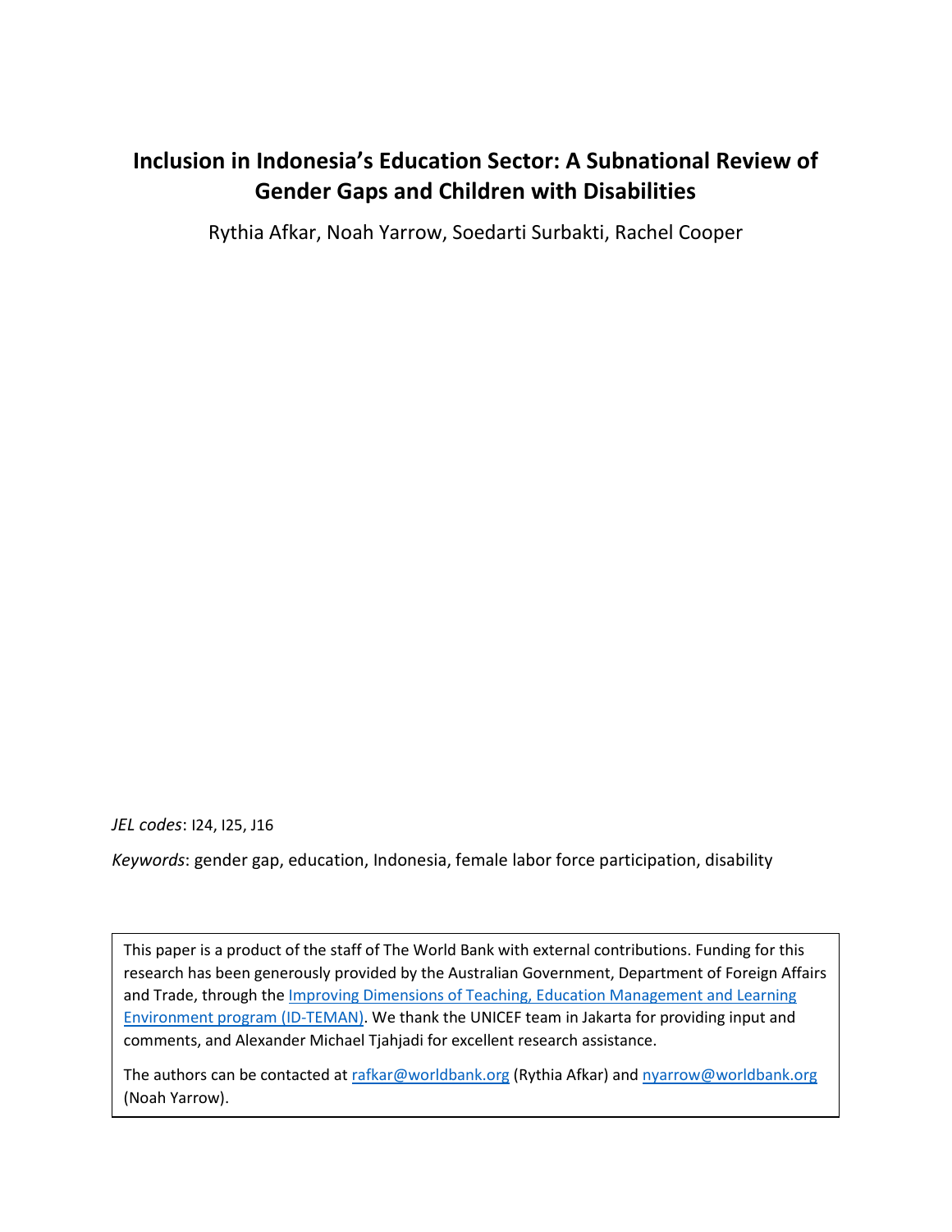# Inclusion in Indonesia's Education Sector: A Subnational Review of Gender Gaps and Children with Disabilities

Rythia Afkar, Noah Yarrow, Soedarti Surbakti, Rachel Cooper

*JEL codes*: I24, I25, J16

*Keywords*: gender gap, education, Indonesia, female labor force participation, disability

This paper is a product of the staff of The World Bank with external contributions. Funding for this research has been generously provided by the Australian Government, Department of Foreign Affairs and Trade, through the Improving Dimensions of Teaching, Education Management and Learning Environment program (ID-TEMAN). We thank the UNICEF team in Jakarta for providing input and comments, and Alexander Michael Tjahjadi for excellent research assistance.

The authors can be contacted at rafkar@worldbank.org (Rythia Afkar) and nyarrow@worldbank.org (Noah Yarrow).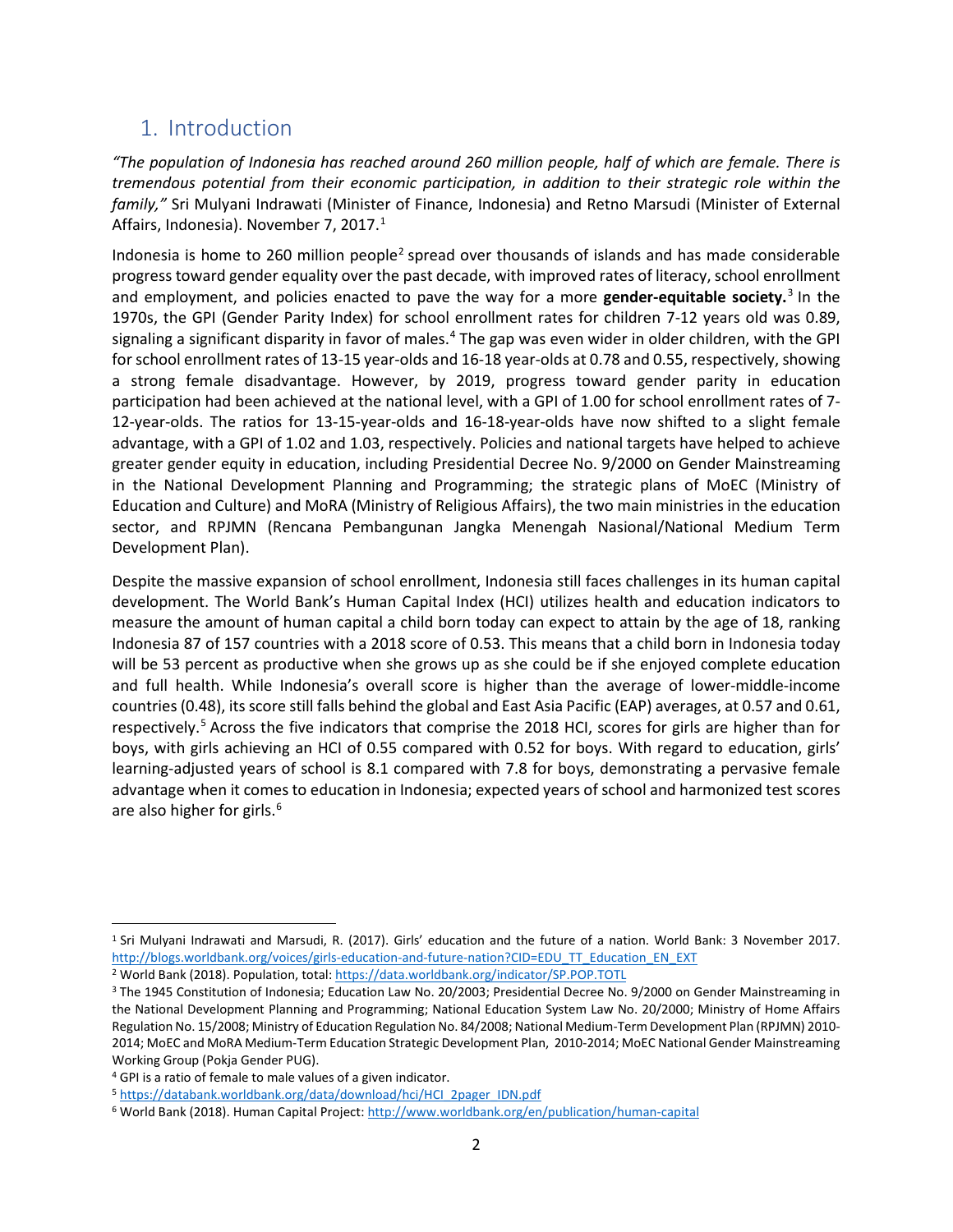## 1. Introduction

*"The population of Indonesia has reached around 260 million people, half of which are female. There is tremendous potential from their economic participation, in addition to their strategic role within the family,"* Sri Mulyani Indrawati (Minister of Finance, Indonesia) and Retno Marsudi (Minister of External Affairs, Indonesia). November 7, 2017.[1]

Indonesia is home to 260 million people[2] spread over thousands of islands and has made considerable progress toward gender equality over the past decade, with improved rates of literacy, school enrollment and employment, and policies enacted to pave the way for a more **gender-equitable society.**[3] In the 1970s, the GPI (Gender Parity Index) for school enrollment rates for children 7-12 years old was 0.89, signaling a significant disparity in favor of males.[4] The gap was even wider in older children, with the GPI for school enrollment rates of 13-15 year-olds and 16-18 year-olds at 0.78 and 0.55, respectively, showing a strong female disadvantage. However, by 2019, progress toward gender parity in education participation had been achieved at the national level, with a GPI of 1.00 for school enrollment rates of 7-12-year-olds. The ratios for 13-15-year-olds and 16-18-year-olds have now shifted to a slight female advantage, with a GPI of 1.02 and 1.03, respectively. Policies and national targets have helped to achieve greater gender equity in education, including Presidential Decree No. 9/2000 on Gender Mainstreaming in the National Development Planning and Programming; the strategic plans of MoEC (Ministry of Education and Culture) and MoRA (Ministry of Religious Affairs), the two main ministries in the education sector, and RPJMN (Rencana Pembangunan Jangka Menengah Nasional/National Medium Term Development Plan).

Despite the massive expansion of school enrollment, Indonesia still faces challenges in its human capital development. The World Bank's Human Capital Index (HCI) utilizes health and education indicators to measure the amount of human capital a child born today can expect to attain by the age of 18, ranking Indonesia 87 of 157 countries with a 2018 score of 0.53. This means that a child born in Indonesia today will be 53 percent as productive when she grows up as she could be if she enjoyed complete education and full health. While Indonesia's overall score is higher than the average of lower-middle-income countries (0.48), its score still falls behind the global and East Asia Pacific (EAP) averages, at 0.57 and 0.61, respectively.[5] Across the five indicators that comprise the 2018 HCI, scores for girls are higher than for boys, with girls achieving an HCI of 0.55 compared with 0.52 for boys. With regard to education, girls' learning-adjusted years of school is 8.1 compared with 7.8 for boys, demonstrating a pervasive female advantage when it comes to education in Indonesia; expected years of school and harmonized test scores are also higher for girls.[6]

---

[1] Sri Mulyani Indrawati and Marsudi, R. (2017). Girls' education and the future of a nation. World Bank: 3 November 2017. http://blogs.worldbank.org/voices/girls-education-and-future-nation?CID=EDU_TT_Education_EN_EXT

[2] World Bank (2018). Population, total: https://data.worldbank.org/indicator/SP.POP.TOTL

[3] The 1945 Constitution of Indonesia; Education Law No. 20/2003; Presidential Decree No. 9/2000 on Gender Mainstreaming in the National Development Planning and Programming; National Education System Law No. 20/2000; Ministry of Home Affairs Regulation No. 15/2008; Ministry of Education Regulation No. 84/2008; National Medium-Term Development Plan (RPJMN) 2010-2014; MoEC and MoRA Medium-Term Education Strategic Development Plan, 2010-2014; MoEC National Gender Mainstreaming Working Group (Pokja Gender PUG).

[4] GPI is a ratio of female to male values of a given indicator.

[5] https://databank.worldbank.org/data/download/hci/HCI_2pager_IDN.pdf

[6] World Bank (2018). Human Capital Project: http://www.worldbank.org/en/publication/human-capital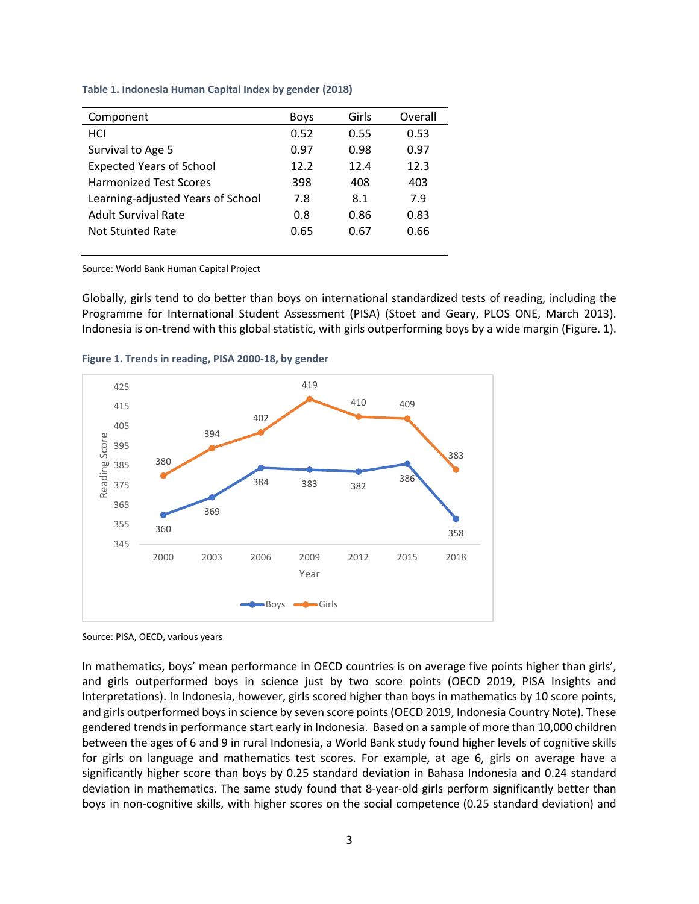**Table 1. Indonesia Human Capital Index by gender (2018)**

| Component | Boys | Girls | Overall |
|---|---|---|---|
| HCI | 0.52 | 0.55 | 0.53 |
| Survival to Age 5 | 0.97 | 0.98 | 0.97 |
| Expected Years of School | 12.2 | 12.4 | 12.3 |
| Harmonized Test Scores | 398 | 408 | 403 |
| Learning-adjusted Years of School | 7.8 | 8.1 | 7.9 |
| Adult Survival Rate | 0.8 | 0.86 | 0.83 |
| Not Stunted Rate | 0.65 | 0.67 | 0.66 |

Source: World Bank Human Capital Project

Globally, girls tend to do better than boys on international standardized tests of reading, including the Programme for International Student Assessment (PISA) (Stoet and Geary, PLOS ONE, March 2013). Indonesia is on-trend with this global statistic, with girls outperforming boys by a wide margin (Figure. 1).

**Figure 1. Trends in reading, PISA 2000-18, by gender**

| Year | Boys | Girls |
|---|---|---|
| 2000 | 360 | 380 |
| 2003 | 369 | 394 |
| 2006 | 384 | 402 |
| 2009 | 383 | 419 |
| 2012 | 382 | 410 |
| 2015 | 386 | 409 |
| 2018 | 358 | 383 |

Source: PISA, OECD, various years

In mathematics, boys' mean performance in OECD countries is on average five points higher than girls', and girls outperformed boys in science just by two score points (OECD 2019, PISA Insights and Interpretations). In Indonesia, however, girls scored higher than boys in mathematics by 10 score points, and girls outperformed boys in science by seven score points (OECD 2019, Indonesia Country Note). These gendered trends in performance start early in Indonesia. Based on a sample of more than 10,000 children between the ages of 6 and 9 in rural Indonesia, a World Bank study found higher levels of cognitive skills for girls on language and mathematics test scores. For example, at age 6, girls on average have a significantly higher score than boys by 0.25 standard deviation in Bahasa Indonesia and 0.24 standard deviation in mathematics. The same study found that 8-year-old girls perform significantly better than boys in non-cognitive skills, with higher scores on the social competence (0.25 standard deviation) and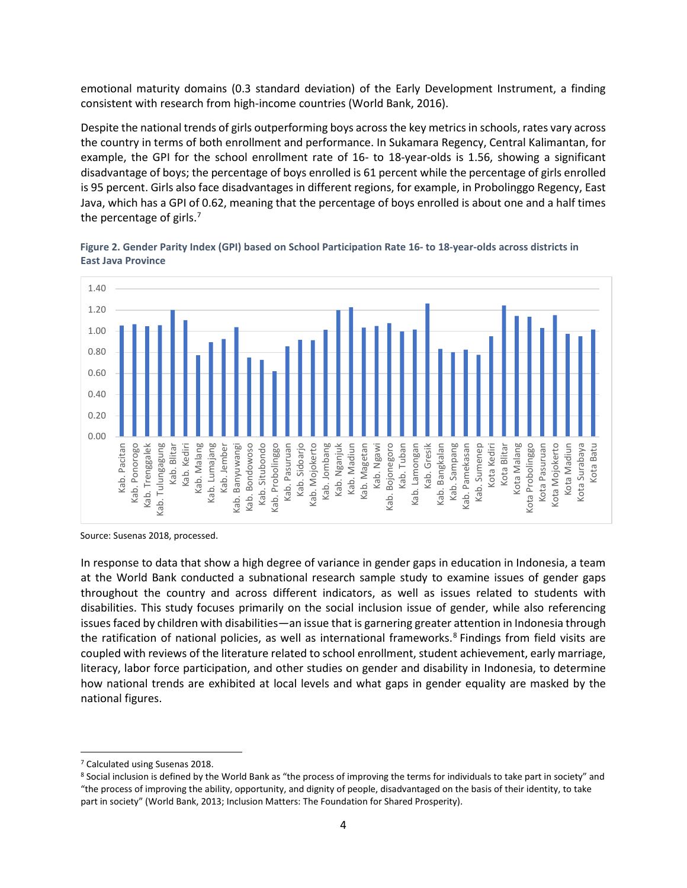emotional maturity domains (0.3 standard deviation) of the Early Development Instrument, a finding consistent with research from high-income countries (World Bank, 2016).

Despite the national trends of girls outperforming boys across the key metrics in schools, rates vary across the country in terms of both enrollment and performance. In Sukamara Regency, Central Kalimantan, for example, the GPI for the school enrollment rate of 16- to 18-year-olds is 1.56, showing a significant disadvantage of boys; the percentage of boys enrolled is 61 percent while the percentage of girls enrolled is 95 percent. Girls also face disadvantages in different regions, for example, in Probolinggo Regency, East Java, which has a GPI of 0.62, meaning that the percentage of boys enrolled is about one and a half times the percentage of girls.[7]

**Figure 2. Gender Parity Index (GPI) based on School Participation Rate 16- to 18-year-olds across districts in East Java Province**

Source: Susenas 2018, processed.

In response to data that show a high degree of variance in gender gaps in education in Indonesia, a team at the World Bank conducted a subnational research sample study to examine issues of gender gaps throughout the country and across different indicators, as well as issues related to students with disabilities. This study focuses primarily on the social inclusion issue of gender, while also referencing issues faced by children with disabilities—an issue that is garnering greater attention in Indonesia through the ratification of national policies, as well as international frameworks.[8] Findings from field visits are coupled with reviews of the literature related to school enrollment, student achievement, early marriage, literacy, labor force participation, and other studies on gender and disability in Indonesia, to determine how national trends are exhibited at local levels and what gaps in gender equality are masked by the national figures.

---

[7] Calculated using Susenas 2018.

[8] Social inclusion is defined by the World Bank as "the process of improving the terms for individuals to take part in society" and "the process of improving the ability, opportunity, and dignity of people, disadvantaged on the basis of their identity, to take part in society" (World Bank, 2013; Inclusion Matters: The Foundation for Shared Prosperity).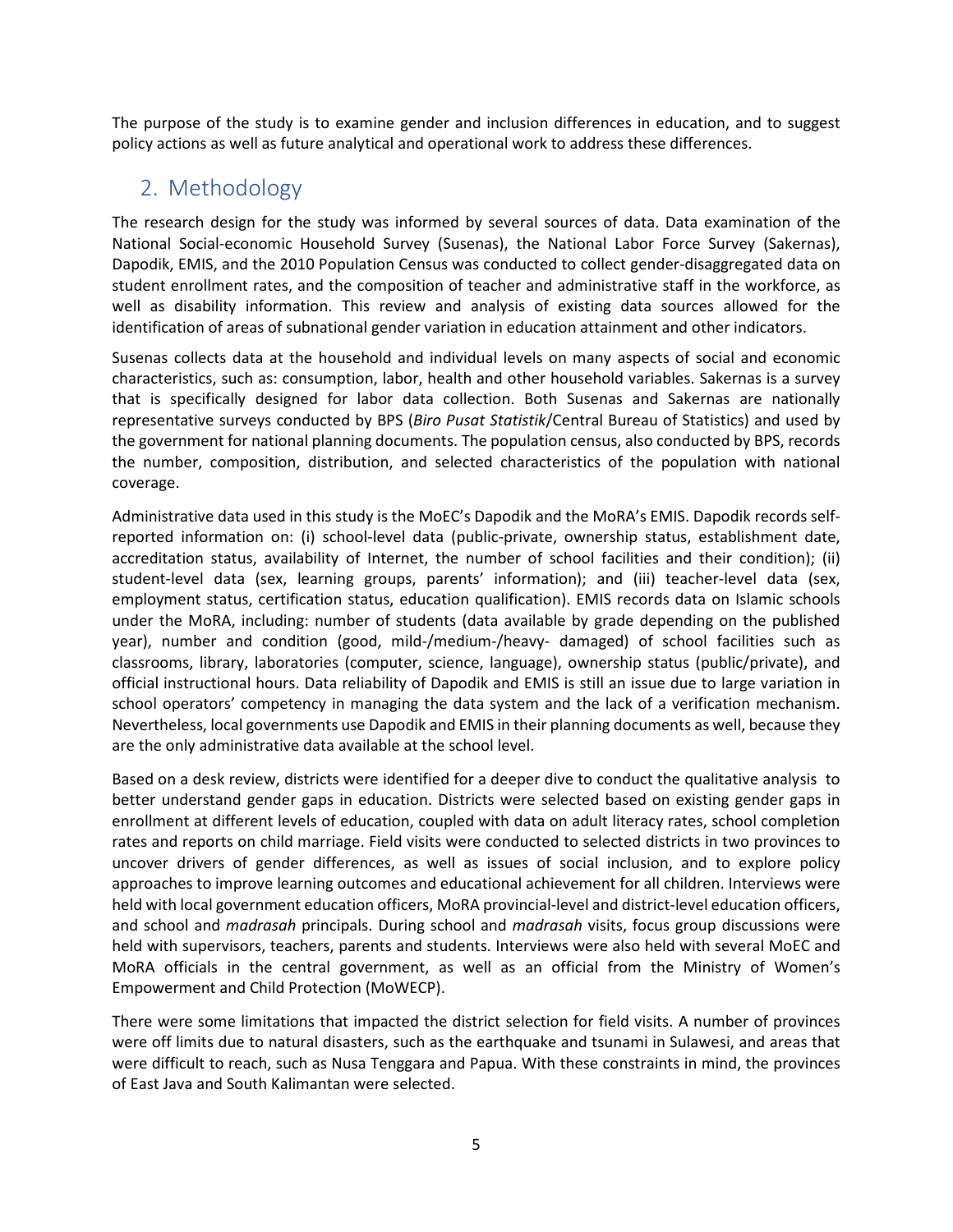The purpose of the study is to examine gender and inclusion differences in education, and to suggest policy actions as well as future analytical and operational work to address these differences.

## 2. Methodology

The research design for the study was informed by several sources of data. Data examination of the National Social-economic Household Survey (Susenas), the National Labor Force Survey (Sakernas), Dapodik, EMIS, and the 2010 Population Census was conducted to collect gender-disaggregated data on student enrollment rates, and the composition of teacher and administrative staff in the workforce, as well as disability information. This review and analysis of existing data sources allowed for the identification of areas of subnational gender variation in education attainment and other indicators.

Susenas collects data at the household and individual levels on many aspects of social and economic characteristics, such as: consumption, labor, health and other household variables. Sakernas is a survey that is specifically designed for labor data collection. Both Susenas and Sakernas are nationally representative surveys conducted by BPS (*Biro Pusat Statistik*/Central Bureau of Statistics) and used by the government for national planning documents. The population census, also conducted by BPS, records the number, composition, distribution, and selected characteristics of the population with national coverage.

Administrative data used in this study is the MoEC's Dapodik and the MoRA's EMIS. Dapodik records self-reported information on: (i) school-level data (public-private, ownership status, establishment date, accreditation status, availability of Internet, the number of school facilities and their condition); (ii) student-level data (sex, learning groups, parents' information); and (iii) teacher-level data (sex, employment status, certification status, education qualification). EMIS records data on Islamic schools under the MoRA, including: number of students (data available by grade depending on the published year), number and condition (good, mild-/medium-/heavy- damaged) of school facilities such as classrooms, library, laboratories (computer, science, language), ownership status (public/private), and official instructional hours. Data reliability of Dapodik and EMIS is still an issue due to large variation in school operators' competency in managing the data system and the lack of a verification mechanism. Nevertheless, local governments use Dapodik and EMIS in their planning documents as well, because they are the only administrative data available at the school level.

Based on a desk review, districts were identified for a deeper dive to conduct the qualitative analysis to better understand gender gaps in education. Districts were selected based on existing gender gaps in enrollment at different levels of education, coupled with data on adult literacy rates, school completion rates and reports on child marriage. Field visits were conducted to selected districts in two provinces to uncover drivers of gender differences, as well as issues of social inclusion, and to explore policy approaches to improve learning outcomes and educational achievement for all children. Interviews were held with local government education officers, MoRA provincial-level and district-level education officers, and school and *madrasah* principals. During school and *madrasah* visits, focus group discussions were held with supervisors, teachers, parents and students. Interviews were also held with several MoEC and MoRA officials in the central government, as well as an official from the Ministry of Women's Empowerment and Child Protection (MoWECP).

There were some limitations that impacted the district selection for field visits. A number of provinces were off limits due to natural disasters, such as the earthquake and tsunami in Sulawesi, and areas that were difficult to reach, such as Nusa Tenggara and Papua. With these constraints in mind, the provinces of East Java and South Kalimantan were selected.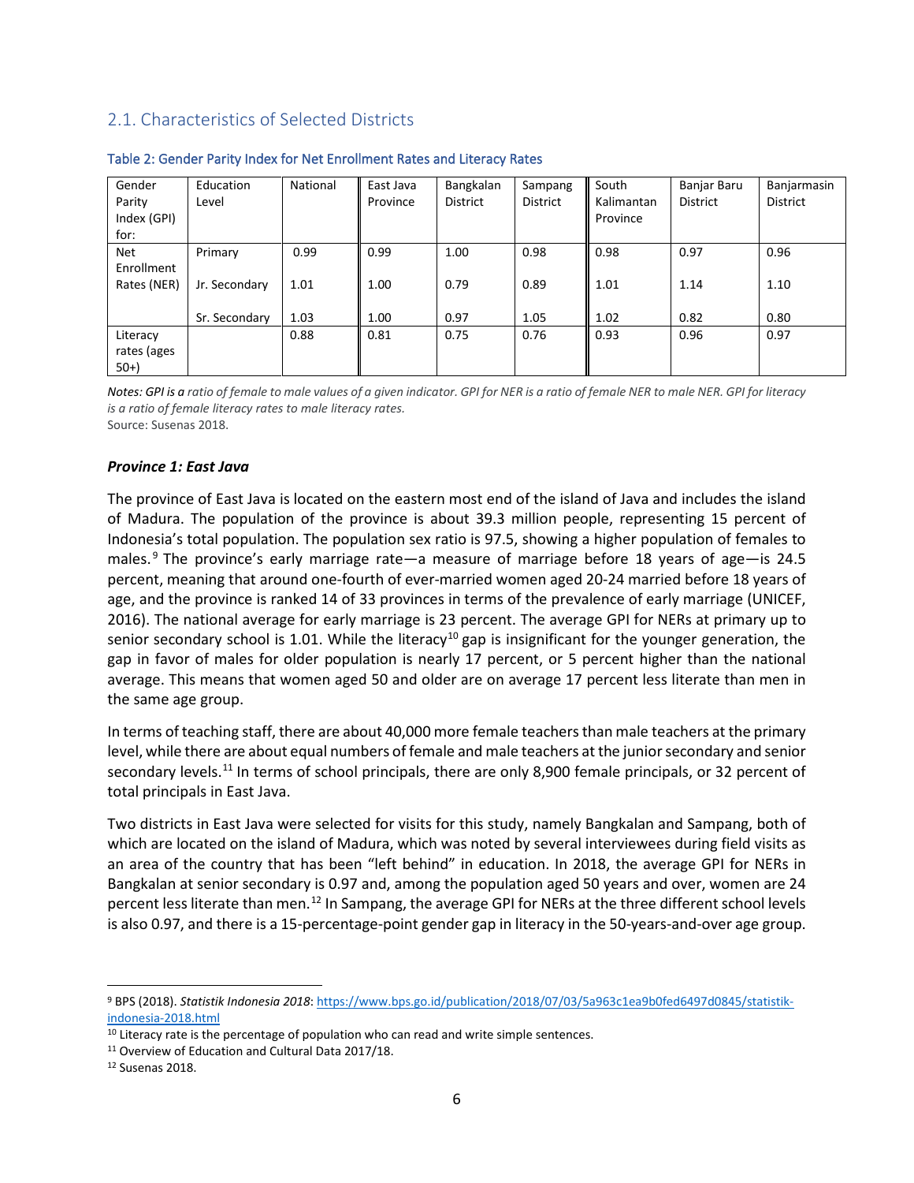## 2.1. Characteristics of Selected Districts

Table 2: Gender Parity Index for Net Enrollment Rates and Literacy Rates

| Gender Parity Index (GPI) for: | Education Level | National | East Java Province | Bangkalan District | Sampang District | South Kalimantan Province | Banjar Baru District | Banjarmasin District |
|---|---|---|---|---|---|---|---|---|
| Net Enrollment Rates (NER) | Primary | 0.99 | 0.99 | 1.00 | 0.98 | 0.98 | 0.97 | 0.96 |
| | Jr. Secondary | 1.01 | 1.00 | 0.79 | 0.89 | 1.01 | 1.14 | 1.10 |
| | Sr. Secondary | 1.03 | 1.00 | 0.97 | 1.05 | 1.02 | 0.82 | 0.80 |
| Literacy rates (ages 50+) | | 0.88 | 0.81 | 0.75 | 0.76 | 0.93 | 0.96 | 0.97 |

*Notes: GPI is a ratio of female to male values of a given indicator. GPI for NER is a ratio of female NER to male NER. GPI for literacy is a ratio of female literacy rates to male literacy rates.*
Source: Susenas 2018.

***Province 1: East Java***

The province of East Java is located on the eastern most end of the island of Java and includes the island of Madura. The population of the province is about 39.3 million people, representing 15 percent of Indonesia's total population. The population sex ratio is 97.5, showing a higher population of females to males.[9] The province's early marriage rate—a measure of marriage before 18 years of age—is 24.5 percent, meaning that around one-fourth of ever-married women aged 20-24 married before 18 years of age, and the province is ranked 14 of 33 provinces in terms of the prevalence of early marriage (UNICEF, 2016). The national average for early marriage is 23 percent. The average GPI for NERs at primary up to senior secondary school is 1.01. While the literacy[10] gap is insignificant for the younger generation, the gap in favor of males for older population is nearly 17 percent, or 5 percent higher than the national average. This means that women aged 50 and older are on average 17 percent less literate than men in the same age group.

In terms of teaching staff, there are about 40,000 more female teachers than male teachers at the primary level, while there are about equal numbers of female and male teachers at the junior secondary and senior secondary levels.[11] In terms of school principals, there are only 8,900 female principals, or 32 percent of total principals in East Java.

Two districts in East Java were selected for visits for this study, namely Bangkalan and Sampang, both of which are located on the island of Madura, which was noted by several interviewees during field visits as an area of the country that has been "left behind" in education. In 2018, the average GPI for NERs in Bangkalan at senior secondary is 0.97 and, among the population aged 50 years and over, women are 24 percent less literate than men.[12] In Sampang, the average GPI for NERs at the three different school levels is also 0.97, and there is a 15-percentage-point gender gap in literacy in the 50-years-and-over age group.

---

[9] BPS (2018). *Statistik Indonesia 2018*: https://www.bps.go.id/publication/2018/07/03/5a963c1ea9b0fed6497d0845/statistik-indonesia-2018.html

[10] Literacy rate is the percentage of population who can read and write simple sentences.

[11] Overview of Education and Cultural Data 2017/18.

[12] Susenas 2018.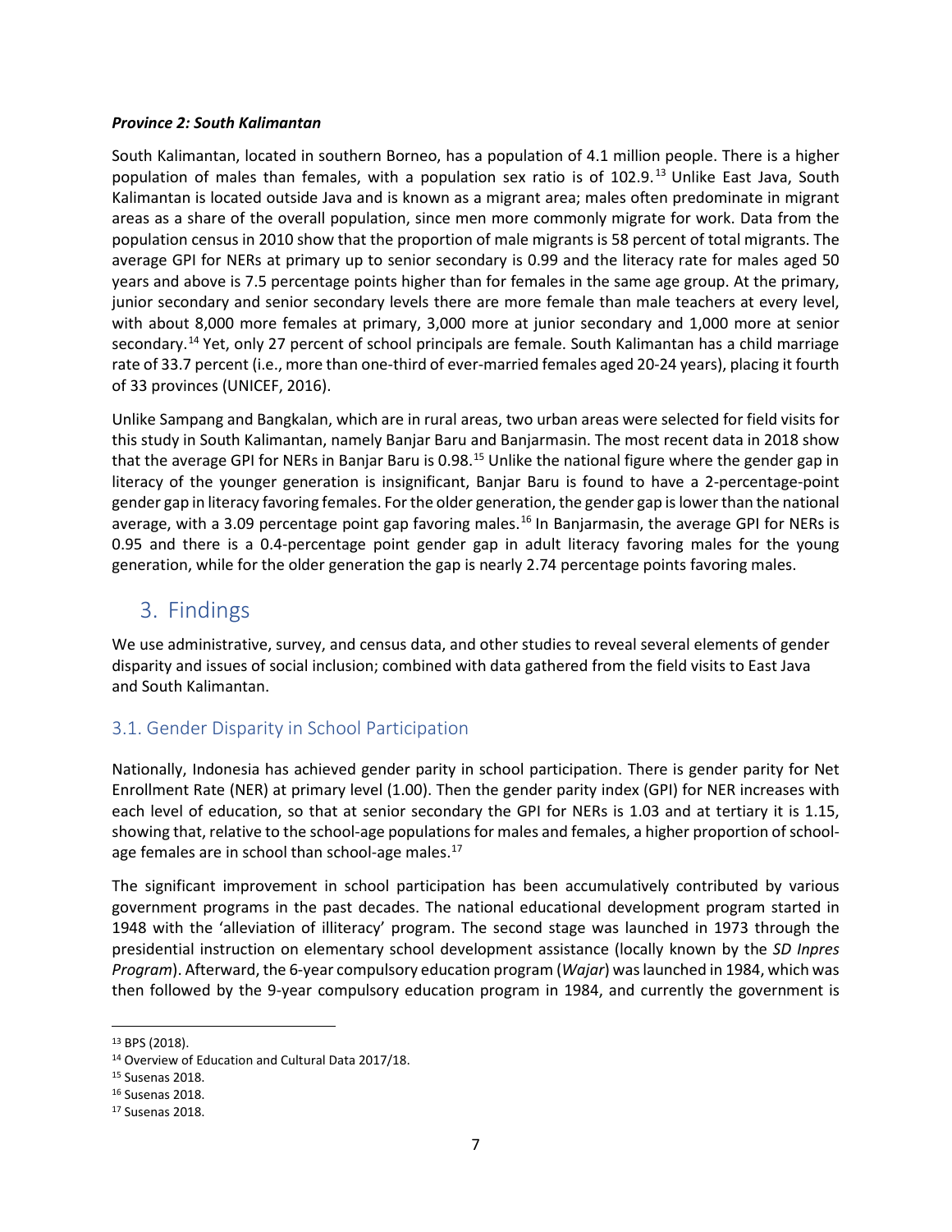***Province 2: South Kalimantan***

South Kalimantan, located in southern Borneo, has a population of 4.1 million people. There is a higher population of males than females, with a population sex ratio is of 102.9.[13] Unlike East Java, South Kalimantan is located outside Java and is known as a migrant area; males often predominate in migrant areas as a share of the overall population, since men more commonly migrate for work. Data from the population census in 2010 show that the proportion of male migrants is 58 percent of total migrants. The average GPI for NERs at primary up to senior secondary is 0.99 and the literacy rate for males aged 50 years and above is 7.5 percentage points higher than for females in the same age group. At the primary, junior secondary and senior secondary levels there are more female than male teachers at every level, with about 8,000 more females at primary, 3,000 more at junior secondary and 1,000 more at senior secondary.[14] Yet, only 27 percent of school principals are female. South Kalimantan has a child marriage rate of 33.7 percent (i.e., more than one-third of ever-married females aged 20-24 years), placing it fourth of 33 provinces (UNICEF, 2016).

Unlike Sampang and Bangkalan, which are in rural areas, two urban areas were selected for field visits for this study in South Kalimantan, namely Banjar Baru and Banjarmasin. The most recent data in 2018 show that the average GPI for NERs in Banjar Baru is 0.98.[15] Unlike the national figure where the gender gap in literacy of the younger generation is insignificant, Banjar Baru is found to have a 2-percentage-point gender gap in literacy favoring females. For the older generation, the gender gap is lower than the national average, with a 3.09 percentage point gap favoring males.[16] In Banjarmasin, the average GPI for NERs is 0.95 and there is a 0.4-percentage point gender gap in adult literacy favoring males for the young generation, while for the older generation the gap is nearly 2.74 percentage points favoring males.

## 3. Findings

We use administrative, survey, and census data, and other studies to reveal several elements of gender disparity and issues of social inclusion; combined with data gathered from the field visits to East Java and South Kalimantan.

### 3.1. Gender Disparity in School Participation

Nationally, Indonesia has achieved gender parity in school participation. There is gender parity for Net Enrollment Rate (NER) at primary level (1.00). Then the gender parity index (GPI) for NER increases with each level of education, so that at senior secondary the GPI for NERs is 1.03 and at tertiary it is 1.15, showing that, relative to the school-age populations for males and females, a higher proportion of school-age females are in school than school-age males.[17]

The significant improvement in school participation has been accumulatively contributed by various government programs in the past decades. The national educational development program started in 1948 with the 'alleviation of illiteracy' program. The second stage was launched in 1973 through the presidential instruction on elementary school development assistance (locally known by the *SD Inpres Program*). Afterward, the 6-year compulsory education program (*Wajar*) was launched in 1984, which was then followed by the 9-year compulsory education program in 1984, and currently the government is

---

[13] BPS (2018).

[14] Overview of Education and Cultural Data 2017/18.

[15] Susenas 2018.

[16] Susenas 2018.

[17] Susenas 2018.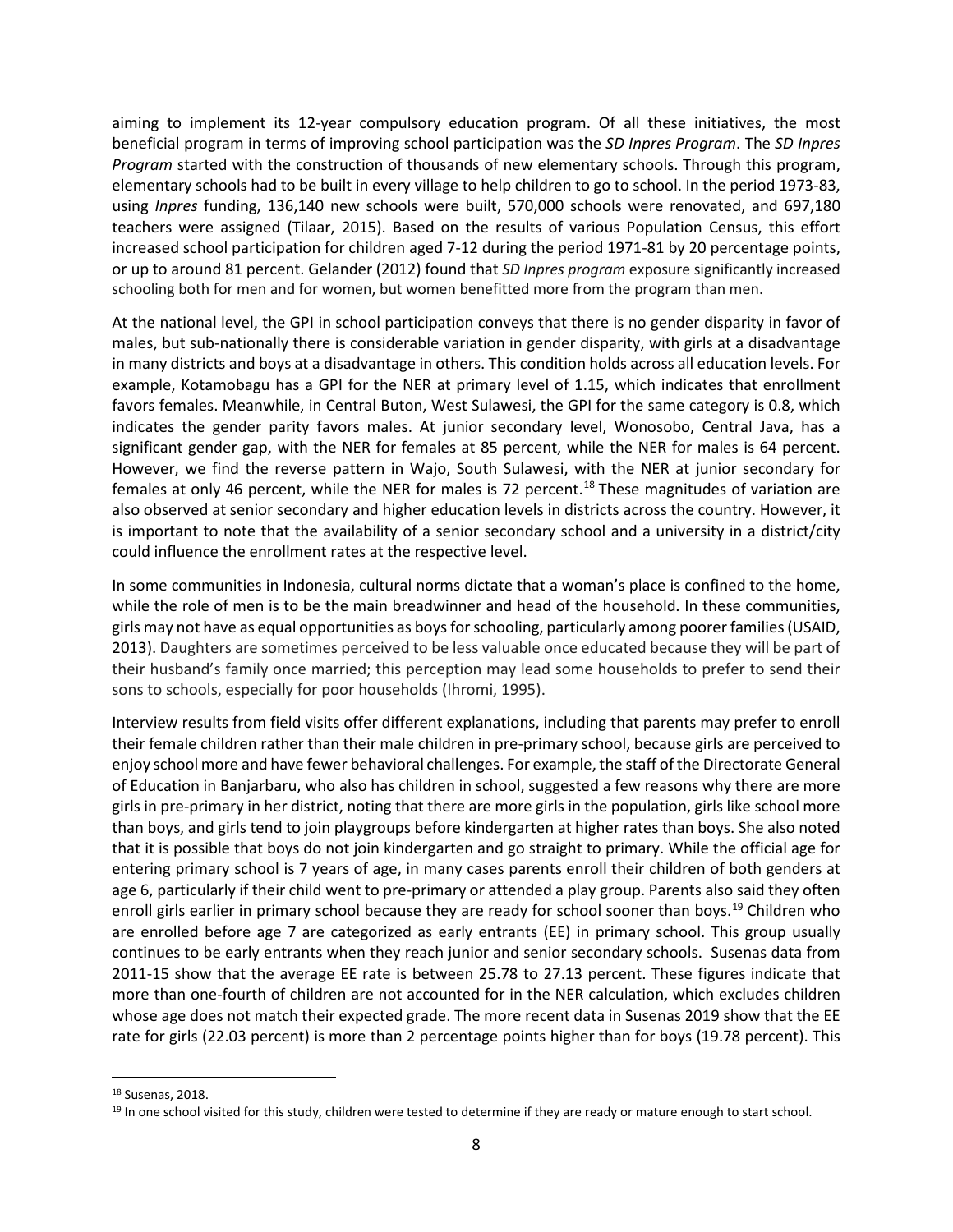aiming to implement its 12-year compulsory education program. Of all these initiatives, the most beneficial program in terms of improving school participation was the *SD Inpres Program*. The *SD Inpres Program* started with the construction of thousands of new elementary schools. Through this program, elementary schools had to be built in every village to help children to go to school. In the period 1973-83, using *Inpres* funding, 136,140 new schools were built, 570,000 schools were renovated, and 697,180 teachers were assigned (Tilaar, 2015). Based on the results of various Population Census, this effort increased school participation for children aged 7-12 during the period 1971-81 by 20 percentage points, or up to around 81 percent. Gelander (2012) found that *SD Inpres program* exposure significantly increased schooling both for men and for women, but women benefitted more from the program than men.

At the national level, the GPI in school participation conveys that there is no gender disparity in favor of males, but sub-nationally there is considerable variation in gender disparity, with girls at a disadvantage in many districts and boys at a disadvantage in others. This condition holds across all education levels. For example, Kotamobagu has a GPI for the NER at primary level of 1.15, which indicates that enrollment favors females. Meanwhile, in Central Buton, West Sulawesi, the GPI for the same category is 0.8, which indicates the gender parity favors males. At junior secondary level, Wonosobo, Central Java, has a significant gender gap, with the NER for females at 85 percent, while the NER for males is 64 percent. However, we find the reverse pattern in Wajo, South Sulawesi, with the NER at junior secondary for females at only 46 percent, while the NER for males is 72 percent.[18] These magnitudes of variation are also observed at senior secondary and higher education levels in districts across the country. However, it is important to note that the availability of a senior secondary school and a university in a district/city could influence the enrollment rates at the respective level.

In some communities in Indonesia, cultural norms dictate that a woman's place is confined to the home, while the role of men is to be the main breadwinner and head of the household. In these communities, girls may not have as equal opportunities as boys for schooling, particularly among poorer families (USAID, 2013). Daughters are sometimes perceived to be less valuable once educated because they will be part of their husband's family once married; this perception may lead some households to prefer to send their sons to schools, especially for poor households (Ihromi, 1995).

Interview results from field visits offer different explanations, including that parents may prefer to enroll their female children rather than their male children in pre-primary school, because girls are perceived to enjoy school more and have fewer behavioral challenges. For example, the staff of the Directorate General of Education in Banjarbaru, who also has children in school, suggested a few reasons why there are more girls in pre-primary in her district, noting that there are more girls in the population, girls like school more than boys, and girls tend to join playgroups before kindergarten at higher rates than boys. She also noted that it is possible that boys do not join kindergarten and go straight to primary. While the official age for entering primary school is 7 years of age, in many cases parents enroll their children of both genders at age 6, particularly if their child went to pre-primary or attended a play group. Parents also said they often enroll girls earlier in primary school because they are ready for school sooner than boys.[19] Children who are enrolled before age 7 are categorized as early entrants (EE) in primary school. This group usually continues to be early entrants when they reach junior and senior secondary schools. Susenas data from 2011-15 show that the average EE rate is between 25.78 to 27.13 percent. These figures indicate that more than one-fourth of children are not accounted for in the NER calculation, which excludes children whose age does not match their expected grade. The more recent data in Susenas 2019 show that the EE rate for girls (22.03 percent) is more than 2 percentage points higher than for boys (19.78 percent). This

[18] Susenas, 2018.

[19] In one school visited for this study, children were tested to determine if they are ready or mature enough to start school.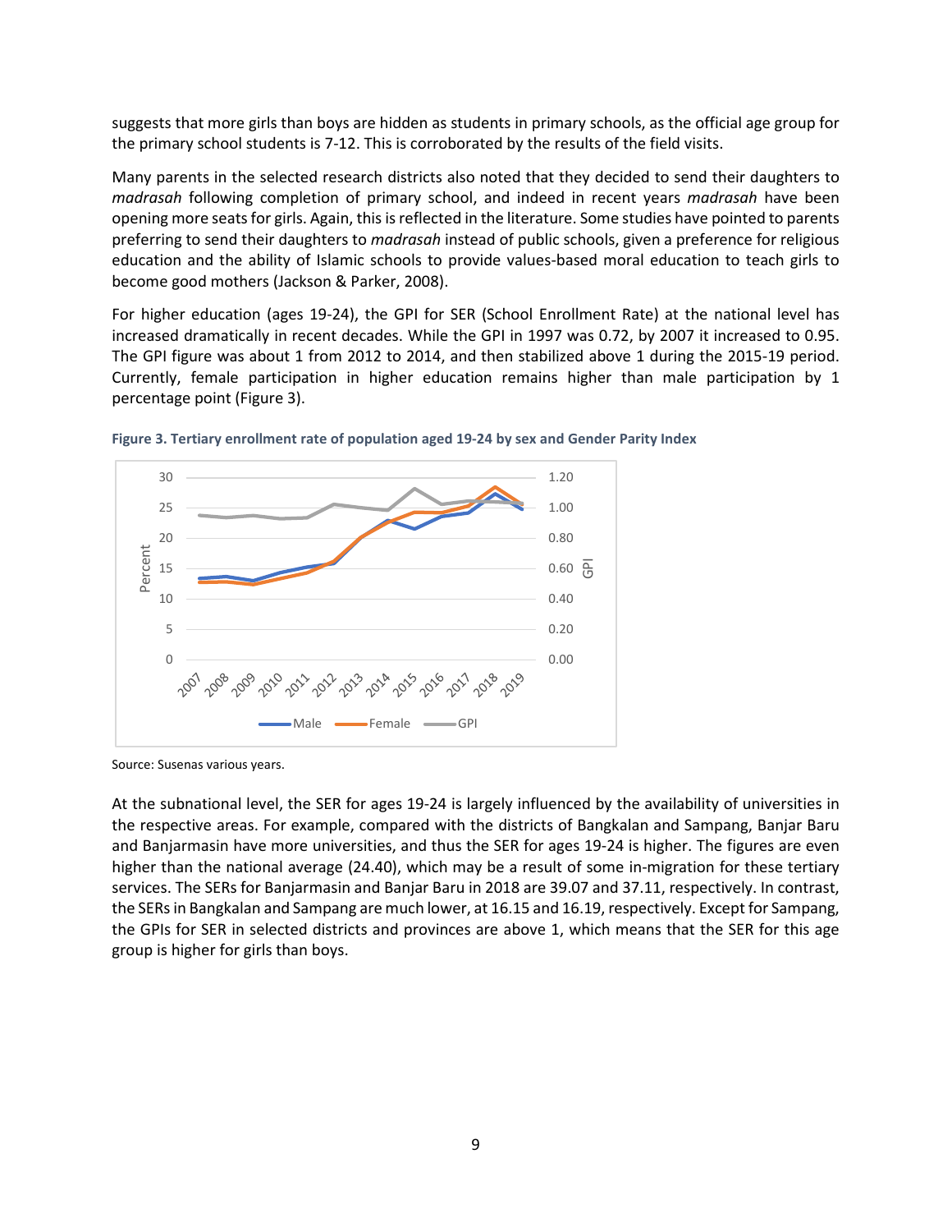suggests that more girls than boys are hidden as students in primary schools, as the official age group for the primary school students is 7-12. This is corroborated by the results of the field visits.

Many parents in the selected research districts also noted that they decided to send their daughters to *madrasah* following completion of primary school, and indeed in recent years *madrasah* have been opening more seats for girls. Again, this is reflected in the literature. Some studies have pointed to parents preferring to send their daughters to *madrasah* instead of public schools, given a preference for religious education and the ability of Islamic schools to provide values-based moral education to teach girls to become good mothers (Jackson & Parker, 2008).

For higher education (ages 19-24), the GPI for SER (School Enrollment Rate) at the national level has increased dramatically in recent decades. While the GPI in 1997 was 0.72, by 2007 it increased to 0.95. The GPI figure was about 1 from 2012 to 2014, and then stabilized above 1 during the 2015-19 period. Currently, female participation in higher education remains higher than male participation by 1 percentage point (Figure 3).

**Figure 3. Tertiary enrollment rate of population aged 19-24 by sex and Gender Parity Index**

Source: Susenas various years.

At the subnational level, the SER for ages 19-24 is largely influenced by the availability of universities in the respective areas. For example, compared with the districts of Bangkalan and Sampang, Banjar Baru and Banjarmasin have more universities, and thus the SER for ages 19-24 is higher. The figures are even higher than the national average (24.40), which may be a result of some in-migration for these tertiary services. The SERs for Banjarmasin and Banjar Baru in 2018 are 39.07 and 37.11, respectively. In contrast, the SERs in Bangkalan and Sampang are much lower, at 16.15 and 16.19, respectively. Except for Sampang, the GPIs for SER in selected districts and provinces are above 1, which means that the SER for this age group is higher for girls than boys.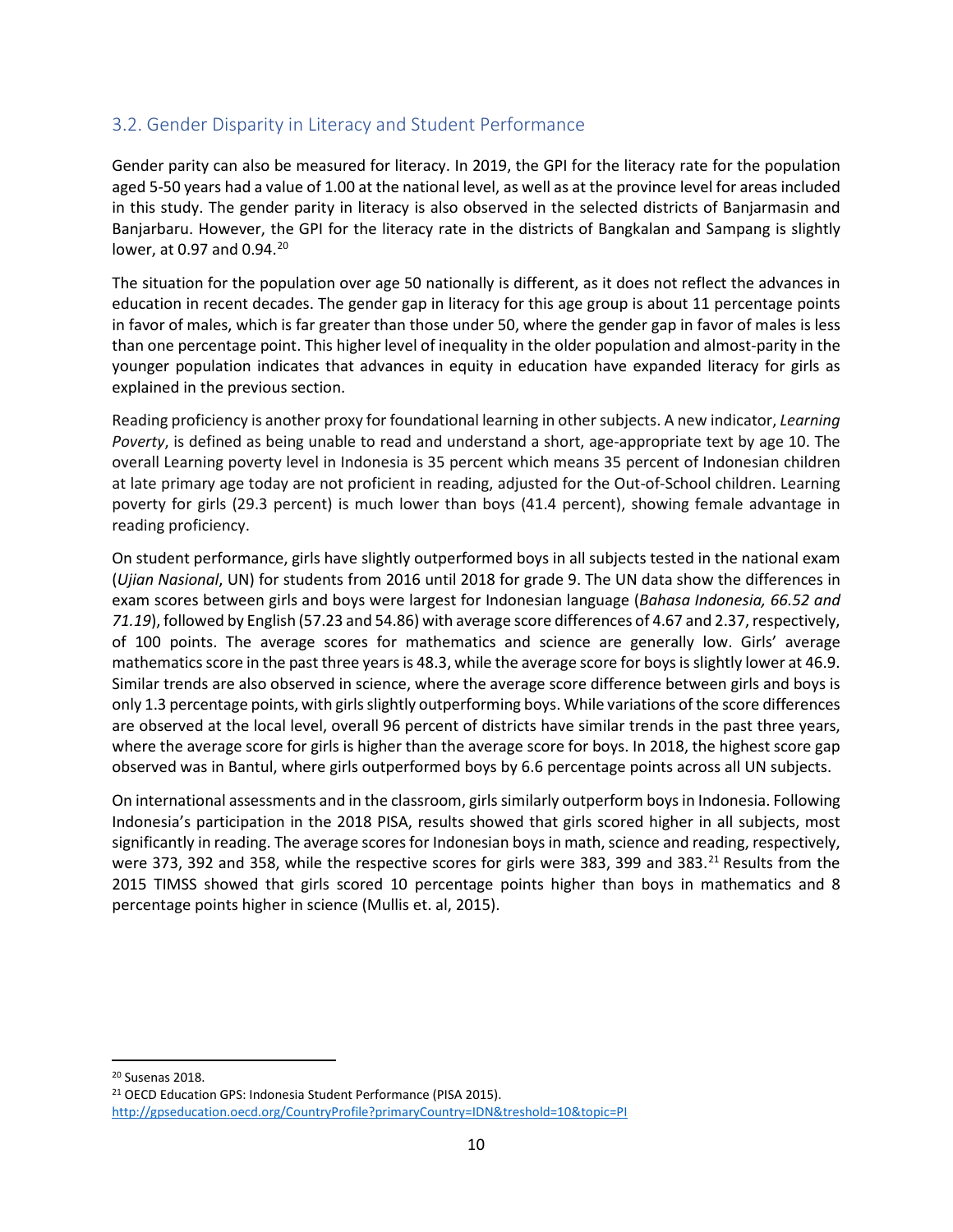## 3.2. Gender Disparity in Literacy and Student Performance

Gender parity can also be measured for literacy. In 2019, the GPI for the literacy rate for the population aged 5-50 years had a value of 1.00 at the national level, as well as at the province level for areas included in this study. The gender parity in literacy is also observed in the selected districts of Banjarmasin and Banjarbaru. However, the GPI for the literacy rate in the districts of Bangkalan and Sampang is slightly lower, at 0.97 and 0.94.[20]

The situation for the population over age 50 nationally is different, as it does not reflect the advances in education in recent decades. The gender gap in literacy for this age group is about 11 percentage points in favor of males, which is far greater than those under 50, where the gender gap in favor of males is less than one percentage point. This higher level of inequality in the older population and almost-parity in the younger population indicates that advances in equity in education have expanded literacy for girls as explained in the previous section.

Reading proficiency is another proxy for foundational learning in other subjects. A new indicator, *Learning Poverty*, is defined as being unable to read and understand a short, age-appropriate text by age 10. The overall Learning poverty level in Indonesia is 35 percent which means 35 percent of Indonesian children at late primary age today are not proficient in reading, adjusted for the Out-of-School children. Learning poverty for girls (29.3 percent) is much lower than boys (41.4 percent), showing female advantage in reading proficiency.

On student performance, girls have slightly outperformed boys in all subjects tested in the national exam (*Ujian Nasional*, UN) for students from 2016 until 2018 for grade 9. The UN data show the differences in exam scores between girls and boys were largest for Indonesian language (*Bahasa Indonesia, 66.52 and 71.19*), followed by English (57.23 and 54.86) with average score differences of 4.67 and 2.37, respectively, of 100 points. The average scores for mathematics and science are generally low. Girls' average mathematics score in the past three years is 48.3, while the average score for boys is slightly lower at 46.9. Similar trends are also observed in science, where the average score difference between girls and boys is only 1.3 percentage points, with girls slightly outperforming boys. While variations of the score differences are observed at the local level, overall 96 percent of districts have similar trends in the past three years, where the average score for girls is higher than the average score for boys. In 2018, the highest score gap observed was in Bantul, where girls outperformed boys by 6.6 percentage points across all UN subjects.

On international assessments and in the classroom, girls similarly outperform boys in Indonesia. Following Indonesia's participation in the 2018 PISA, results showed that girls scored higher in all subjects, most significantly in reading. The average scores for Indonesian boys in math, science and reading, respectively, were 373, 392 and 358, while the respective scores for girls were 383, 399 and 383.[21] Results from the 2015 TIMSS showed that girls scored 10 percentage points higher than boys in mathematics and 8 percentage points higher in science (Mullis et. al, 2015).

---

[20] Susenas 2018.

[21] OECD Education GPS: Indonesia Student Performance (PISA 2015). http://gpseducation.oecd.org/CountryProfile?primaryCountry=IDN&treshold=10&topic=PI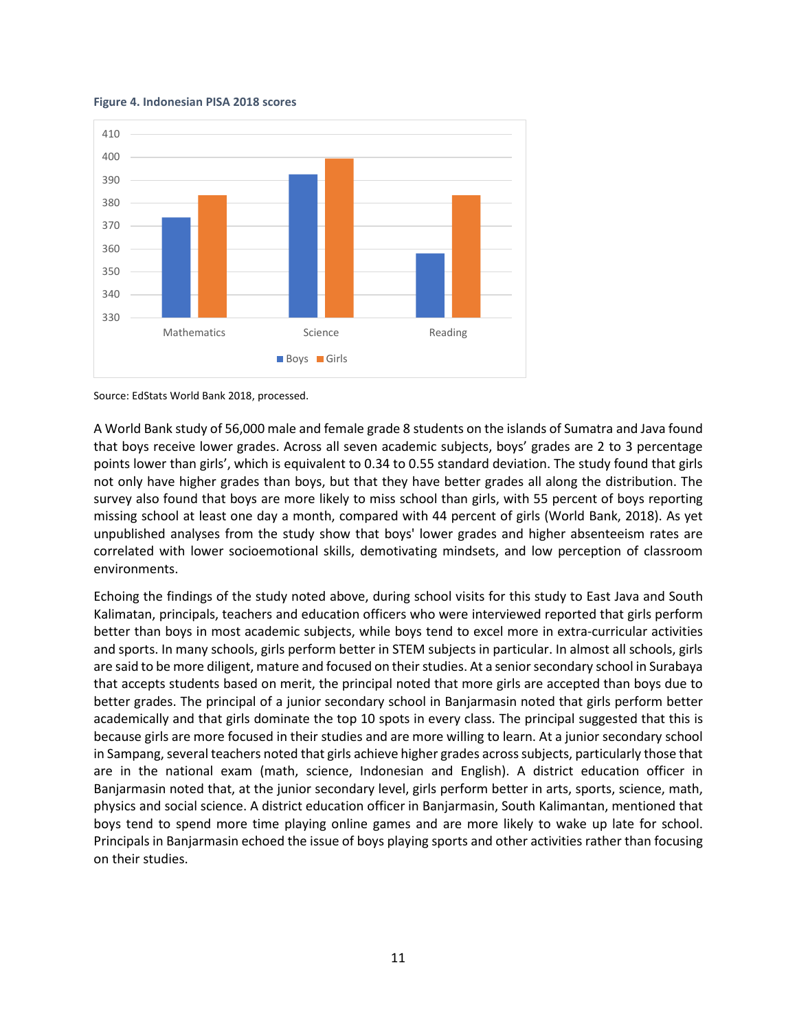**Figure 4. Indonesian PISA 2018 scores**

Source: EdStats World Bank 2018, processed.

A World Bank study of 56,000 male and female grade 8 students on the islands of Sumatra and Java found that boys receive lower grades. Across all seven academic subjects, boys' grades are 2 to 3 percentage points lower than girls', which is equivalent to 0.34 to 0.55 standard deviation. The study found that girls not only have higher grades than boys, but that they have better grades all along the distribution. The survey also found that boys are more likely to miss school than girls, with 55 percent of boys reporting missing school at least one day a month, compared with 44 percent of girls (World Bank, 2018). As yet unpublished analyses from the study show that boys' lower grades and higher absenteeism rates are correlated with lower socioemotional skills, demotivating mindsets, and low perception of classroom environments.

Echoing the findings of the study noted above, during school visits for this study to East Java and South Kalimatan, principals, teachers and education officers who were interviewed reported that girls perform better than boys in most academic subjects, while boys tend to excel more in extra-curricular activities and sports. In many schools, girls perform better in STEM subjects in particular. In almost all schools, girls are said to be more diligent, mature and focused on their studies. At a senior secondary school in Surabaya that accepts students based on merit, the principal noted that more girls are accepted than boys due to better grades. The principal of a junior secondary school in Banjarmasin noted that girls perform better academically and that girls dominate the top 10 spots in every class. The principal suggested that this is because girls are more focused in their studies and are more willing to learn. At a junior secondary school in Sampang, several teachers noted that girls achieve higher grades across subjects, particularly those that are in the national exam (math, science, Indonesian and English). A district education officer in Banjarmasin noted that, at the junior secondary level, girls perform better in arts, sports, science, math, physics and social science. A district education officer in Banjarmasin, South Kalimantan, mentioned that boys tend to spend more time playing online games and are more likely to wake up late for school. Principals in Banjarmasin echoed the issue of boys playing sports and other activities rather than focusing on their studies.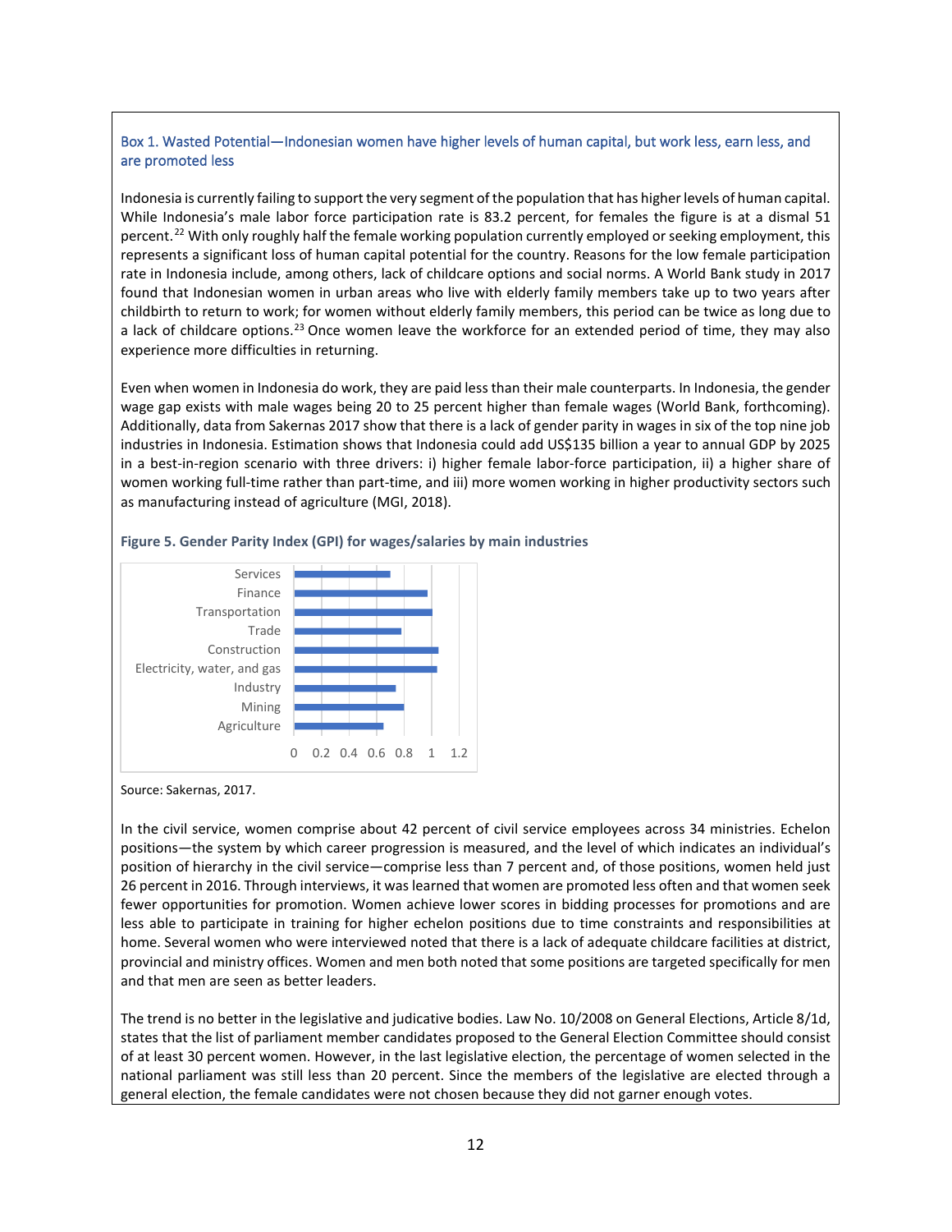### Box 1. Wasted Potential—Indonesian women have higher levels of human capital, but work less, earn less, and are promoted less

Indonesia is currently failing to support the very segment of the population that has higher levels of human capital. While Indonesia's male labor force participation rate is 83.2 percent, for females the figure is at a dismal 51 percent.[22] With only roughly half the female working population currently employed or seeking employment, this represents a significant loss of human capital potential for the country. Reasons for the low female participation rate in Indonesia include, among others, lack of childcare options and social norms. A World Bank study in 2017 found that Indonesian women in urban areas who live with elderly family members take up to two years after childbirth to return to work; for women without elderly family members, this period can be twice as long due to a lack of childcare options.[23] Once women leave the workforce for an extended period of time, they may also experience more difficulties in returning.

Even when women in Indonesia do work, they are paid less than their male counterparts. In Indonesia, the gender wage gap exists with male wages being 20 to 25 percent higher than female wages (World Bank, forthcoming). Additionally, data from Sakernas 2017 show that there is a lack of gender parity in wages in six of the top nine job industries in Indonesia. Estimation shows that Indonesia could add US$135 billion a year to annual GDP by 2025 in a best-in-region scenario with three drivers: i) higher female labor-force participation, ii) a higher share of women working full-time rather than part-time, and iii) more women working in higher productivity sectors such as manufacturing instead of agriculture (MGI, 2018).

**Figure 5. Gender Parity Index (GPI) for wages/salaries by main industries**

| Industry | GPI (approx.) |
|---|---|
| Services | 0.70 |
| Finance | 0.97 |
| Transportation | 1.00 |
| Trade | 0.78 |
| Construction | 1.05 |
| Electricity, water, and gas | 1.04 |
| Industry | 0.74 |
| Mining | 0.80 |
| Agriculture | 0.65 |

Source: Sakernas, 2017.

In the civil service, women comprise about 42 percent of civil service employees across 34 ministries. Echelon positions—the system by which career progression is measured, and the level of which indicates an individual's position of hierarchy in the civil service—comprise less than 7 percent and, of those positions, women held just 26 percent in 2016. Through interviews, it was learned that women are promoted less often and that women seek fewer opportunities for promotion. Women achieve lower scores in bidding processes for promotions and are less able to participate in training for higher echelon positions due to time constraints and responsibilities at home. Several women who were interviewed noted that there is a lack of adequate childcare facilities at district, provincial and ministry offices. Women and men both noted that some positions are targeted specifically for men and that men are seen as better leaders.

The trend is no better in the legislative and judicative bodies. Law No. 10/2008 on General Elections, Article 8/1d, states that the list of parliament member candidates proposed to the General Election Committee should consist of at least 30 percent women. However, in the last legislative election, the percentage of women selected in the national parliament was still less than 20 percent. Since the members of the legislative are elected through a general election, the female candidates were not chosen because they did not garner enough votes.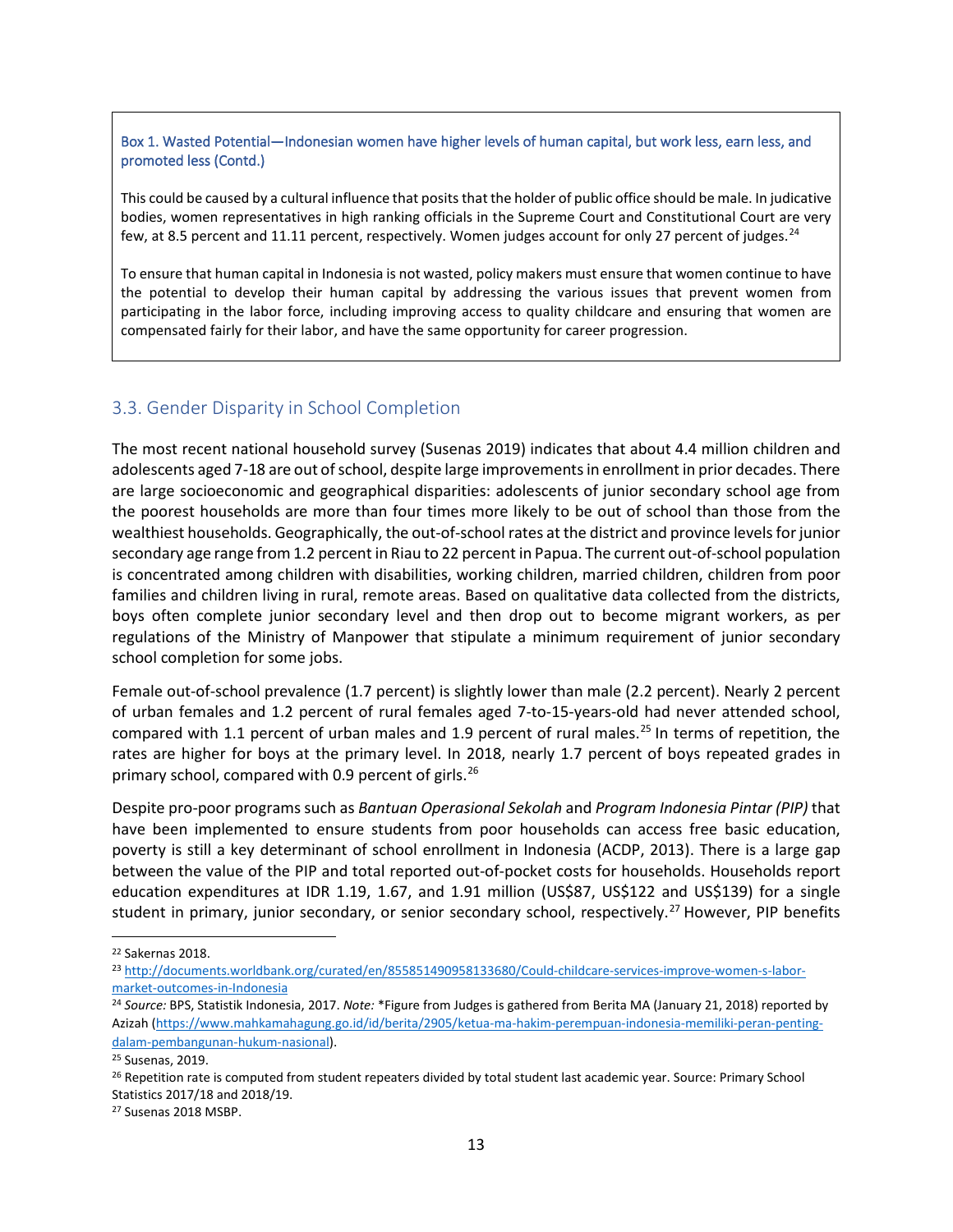**Box 1. Wasted Potential—Indonesian women have higher levels of human capital, but work less, earn less, and promoted less (Contd.)**

This could be caused by a cultural influence that posits that the holder of public office should be male. In judicative bodies, women representatives in high ranking officials in the Supreme Court and Constitutional Court are very few, at 8.5 percent and 11.11 percent, respectively. Women judges account for only 27 percent of judges.[24]

To ensure that human capital in Indonesia is not wasted, policy makers must ensure that women continue to have the potential to develop their human capital by addressing the various issues that prevent women from participating in the labor force, including improving access to quality childcare and ensuring that women are compensated fairly for their labor, and have the same opportunity for career progression.

## 3.3. Gender Disparity in School Completion

The most recent national household survey (Susenas 2019) indicates that about 4.4 million children and adolescents aged 7-18 are out of school, despite large improvements in enrollment in prior decades. There are large socioeconomic and geographical disparities: adolescents of junior secondary school age from the poorest households are more than four times more likely to be out of school than those from the wealthiest households. Geographically, the out-of-school rates at the district and province levels for junior secondary age range from 1.2 percent in Riau to 22 percent in Papua. The current out-of-school population is concentrated among children with disabilities, working children, married children, children from poor families and children living in rural, remote areas. Based on qualitative data collected from the districts, boys often complete junior secondary level and then drop out to become migrant workers, as per regulations of the Ministry of Manpower that stipulate a minimum requirement of junior secondary school completion for some jobs.

Female out-of-school prevalence (1.7 percent) is slightly lower than male (2.2 percent). Nearly 2 percent of urban females and 1.2 percent of rural females aged 7-to-15-years-old had never attended school, compared with 1.1 percent of urban males and 1.9 percent of rural males.[25] In terms of repetition, the rates are higher for boys at the primary level. In 2018, nearly 1.7 percent of boys repeated grades in primary school, compared with 0.9 percent of girls.[26]

Despite pro-poor programs such as *Bantuan Operasional Sekolah* and *Program Indonesia Pintar (PIP)* that have been implemented to ensure students from poor households can access free basic education, poverty is still a key determinant of school enrollment in Indonesia (ACDP, 2013). There is a large gap between the value of the PIP and total reported out-of-pocket costs for households. Households report education expenditures at IDR 1.19, 1.67, and 1.91 million (US$87, US$122 and US$139) for a single student in primary, junior secondary, or senior secondary school, respectively.[27] However, PIP benefits

---

[22] Sakernas 2018.

[23] http://documents.worldbank.org/curated/en/855851490958133680/Could-childcare-services-improve-women-s-labor-market-outcomes-in-Indonesia

[24] *Source:* BPS, Statistik Indonesia, 2017. *Note:* *Figure from Judges is gathered from Berita MA (January 21, 2018) reported by Azizah (https://www.mahkamahagung.go.id/id/berita/2905/ketua-ma-hakim-perempuan-indonesia-memiliki-peran-penting-dalam-pembangunan-hukum-nasional).

[25] Susenas, 2019.

[26] Repetition rate is computed from student repeaters divided by total student last academic year. Source: Primary School Statistics 2017/18 and 2018/19.

[27] Susenas 2018 MSBP.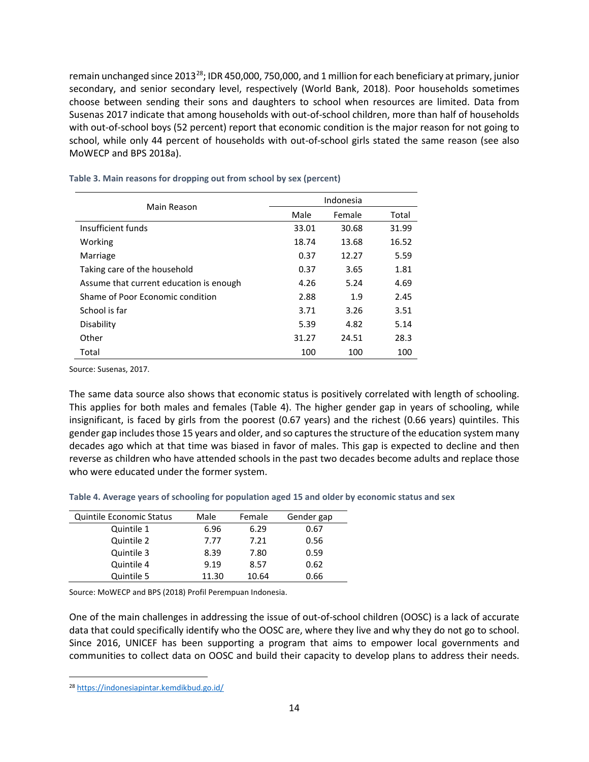remain unchanged since 2013[28]; IDR 450,000, 750,000, and 1 million for each beneficiary at primary, junior secondary, and senior secondary level, respectively (World Bank, 2018). Poor households sometimes choose between sending their sons and daughters to school when resources are limited. Data from Susenas 2017 indicate that among households with out-of-school children, more than half of households with out-of-school boys (52 percent) report that economic condition is the major reason for not going to school, while only 44 percent of households with out-of-school girls stated the same reason (see also MoWECP and BPS 2018a).

**Table 3. Main reasons for dropping out from school by sex (percent)**

| Main Reason | Indonesia | | |
|---|---|---|---|
| | Male | Female | Total |
| Insufficient funds | 33.01 | 30.68 | 31.99 |
| Working | 18.74 | 13.68 | 16.52 |
| Marriage | 0.37 | 12.27 | 5.59 |
| Taking care of the household | 0.37 | 3.65 | 1.81 |
| Assume that current education is enough | 4.26 | 5.24 | 4.69 |
| Shame of Poor Economic condition | 2.88 | 1.9 | 2.45 |
| School is far | 3.71 | 3.26 | 3.51 |
| Disability | 5.39 | 4.82 | 5.14 |
| Other | 31.27 | 24.51 | 28.3 |
| Total | 100 | 100 | 100 |

Source: Susenas, 2017.

The same data source also shows that economic status is positively correlated with length of schooling. This applies for both males and females (Table 4). The higher gender gap in years of schooling, while insignificant, is faced by girls from the poorest (0.67 years) and the richest (0.66 years) quintiles. This gender gap includes those 15 years and older, and so captures the structure of the education system many decades ago which at that time was biased in favor of males. This gap is expected to decline and then reverse as children who have attended schools in the past two decades become adults and replace those who were educated under the former system.

**Table 4. Average years of schooling for population aged 15 and older by economic status and sex**

| Quintile Economic Status | Male | Female | Gender gap |
|---|---|---|---|
| Quintile 1 | 6.96 | 6.29 | 0.67 |
| Quintile 2 | 7.77 | 7.21 | 0.56 |
| Quintile 3 | 8.39 | 7.80 | 0.59 |
| Quintile 4 | 9.19 | 8.57 | 0.62 |
| Quintile 5 | 11.30 | 10.64 | 0.66 |

Source: MoWECP and BPS (2018) Profil Perempuan Indonesia.

One of the main challenges in addressing the issue of out-of-school children (OOSC) is a lack of accurate data that could specifically identify who the OOSC are, where they live and why they do not go to school. Since 2016, UNICEF has been supporting a program that aims to empower local governments and communities to collect data on OOSC and build their capacity to develop plans to address their needs.

[28] https://indonesiapintar.kemdikbud.go.id/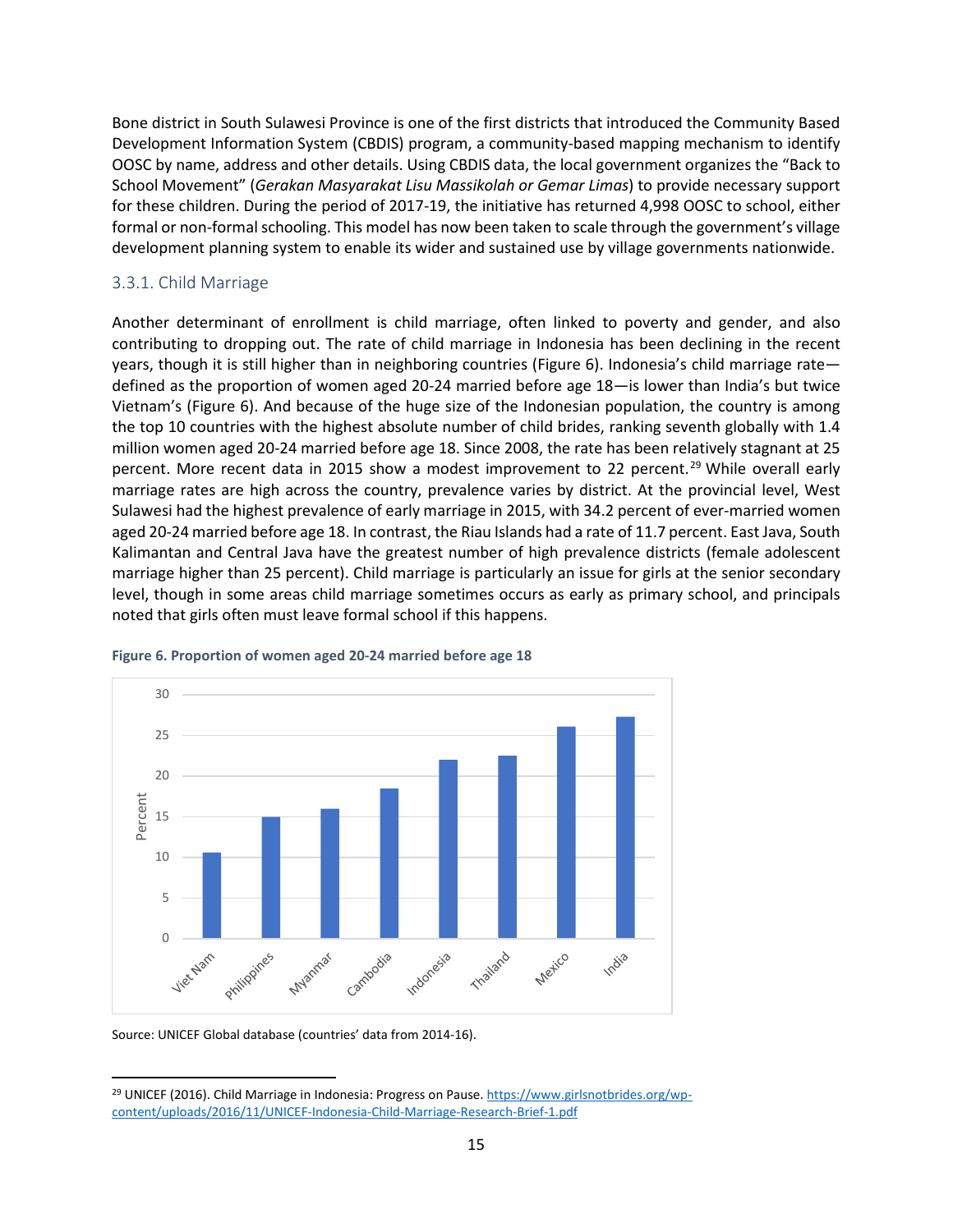Bone district in South Sulawesi Province is one of the first districts that introduced the Community Based Development Information System (CBDIS) program, a community-based mapping mechanism to identify OOSC by name, address and other details. Using CBDIS data, the local government organizes the "Back to School Movement" (*Gerakan Masyarakat Lisu Massikolah or Gemar Limas*) to provide necessary support for these children. During the period of 2017-19, the initiative has returned 4,998 OOSC to school, either formal or non-formal schooling. This model has now been taken to scale through the government's village development planning system to enable its wider and sustained use by village governments nationwide.

### 3.3.1. Child Marriage

Another determinant of enrollment is child marriage, often linked to poverty and gender, and also contributing to dropping out. The rate of child marriage in Indonesia has been declining in the recent years, though it is still higher than in neighboring countries (Figure 6). Indonesia's child marriage rate—defined as the proportion of women aged 20-24 married before age 18—is lower than India's but twice Vietnam's (Figure 6). And because of the huge size of the Indonesian population, the country is among the top 10 countries with the highest absolute number of child brides, ranking seventh globally with 1.4 million women aged 20-24 married before age 18. Since 2008, the rate has been relatively stagnant at 25 percent. More recent data in 2015 show a modest improvement to 22 percent.[29] While overall early marriage rates are high across the country, prevalence varies by district. At the provincial level, West Sulawesi had the highest prevalence of early marriage in 2015, with 34.2 percent of ever-married women aged 20-24 married before age 18. In contrast, the Riau Islands had a rate of 11.7 percent. East Java, South Kalimantan and Central Java have the greatest number of high prevalence districts (female adolescent marriage higher than 25 percent). Child marriage is particularly an issue for girls at the senior secondary level, though in some areas child marriage sometimes occurs as early as primary school, and principals noted that girls often must leave formal school if this happens.

**Figure 6. Proportion of women aged 20-24 married before age 18**

Source: UNICEF Global database (countries' data from 2014-16).

---

[29] UNICEF (2016). Child Marriage in Indonesia: Progress on Pause. https://www.girlsnotbrides.org/wp-content/uploads/2016/11/UNICEF-Indonesia-Child-Marriage-Research-Brief-1.pdf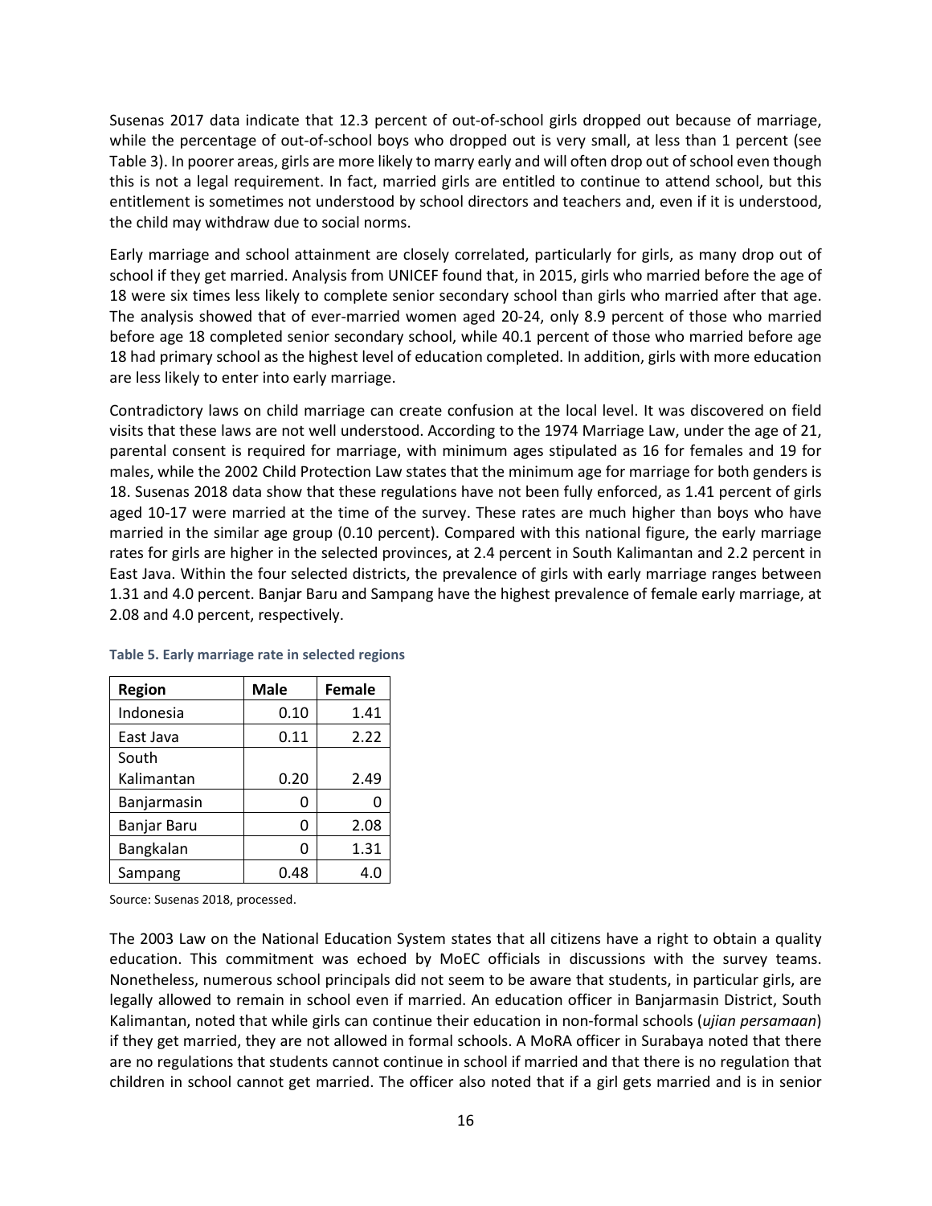Susenas 2017 data indicate that 12.3 percent of out-of-school girls dropped out because of marriage, while the percentage of out-of-school boys who dropped out is very small, at less than 1 percent (see Table 3). In poorer areas, girls are more likely to marry early and will often drop out of school even though this is not a legal requirement. In fact, married girls are entitled to continue to attend school, but this entitlement is sometimes not understood by school directors and teachers and, even if it is understood, the child may withdraw due to social norms.

Early marriage and school attainment are closely correlated, particularly for girls, as many drop out of school if they get married. Analysis from UNICEF found that, in 2015, girls who married before the age of 18 were six times less likely to complete senior secondary school than girls who married after that age. The analysis showed that of ever-married women aged 20-24, only 8.9 percent of those who married before age 18 completed senior secondary school, while 40.1 percent of those who married before age 18 had primary school as the highest level of education completed. In addition, girls with more education are less likely to enter into early marriage.

Contradictory laws on child marriage can create confusion at the local level. It was discovered on field visits that these laws are not well understood. According to the 1974 Marriage Law, under the age of 21, parental consent is required for marriage, with minimum ages stipulated as 16 for females and 19 for males, while the 2002 Child Protection Law states that the minimum age for marriage for both genders is 18. Susenas 2018 data show that these regulations have not been fully enforced, as 1.41 percent of girls aged 10-17 were married at the time of the survey. These rates are much higher than boys who have married in the similar age group (0.10 percent). Compared with this national figure, the early marriage rates for girls are higher in the selected provinces, at 2.4 percent in South Kalimantan and 2.2 percent in East Java. Within the four selected districts, the prevalence of girls with early marriage ranges between 1.31 and 4.0 percent. Banjar Baru and Sampang have the highest prevalence of female early marriage, at 2.08 and 4.0 percent, respectively.

**Table 5. Early marriage rate in selected regions**

| Region | Male | Female |
|---|---|---|
| Indonesia | 0.10 | 1.41 |
| East Java | 0.11 | 2.22 |
| South Kalimantan | 0.20 | 2.49 |
| Banjarmasin | 0 | 0 |
| Banjar Baru | 0 | 2.08 |
| Bangkalan | 0 | 1.31 |
| Sampang | 0.48 | 4.0 |

Source: Susenas 2018, processed.

The 2003 Law on the National Education System states that all citizens have a right to obtain a quality education. This commitment was echoed by MoEC officials in discussions with the survey teams. Nonetheless, numerous school principals did not seem to be aware that students, in particular girls, are legally allowed to remain in school even if married. An education officer in Banjarmasin District, South Kalimantan, noted that while girls can continue their education in non-formal schools (*ujian persamaan*) if they get married, they are not allowed in formal schools. A MoRA officer in Surabaya noted that there are no regulations that students cannot continue in school if married and that there is no regulation that children in school cannot get married. The officer also noted that if a girl gets married and is in senior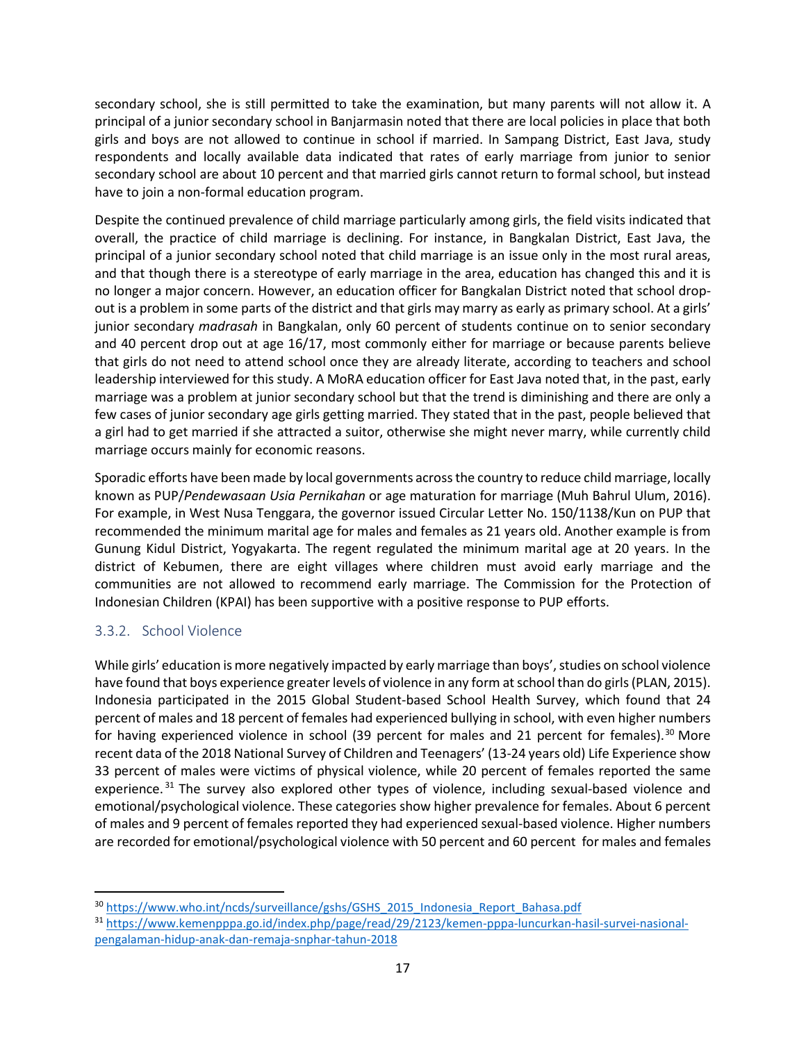secondary school, she is still permitted to take the examination, but many parents will not allow it. A principal of a junior secondary school in Banjarmasin noted that there are local policies in place that both girls and boys are not allowed to continue in school if married. In Sampang District, East Java, study respondents and locally available data indicated that rates of early marriage from junior to senior secondary school are about 10 percent and that married girls cannot return to formal school, but instead have to join a non-formal education program.

Despite the continued prevalence of child marriage particularly among girls, the field visits indicated that overall, the practice of child marriage is declining. For instance, in Bangkalan District, East Java, the principal of a junior secondary school noted that child marriage is an issue only in the most rural areas, and that though there is a stereotype of early marriage in the area, education has changed this and it is no longer a major concern. However, an education officer for Bangkalan District noted that school drop-out is a problem in some parts of the district and that girls may marry as early as primary school. At a girls' junior secondary *madrasah* in Bangkalan, only 60 percent of students continue on to senior secondary and 40 percent drop out at age 16/17, most commonly either for marriage or because parents believe that girls do not need to attend school once they are already literate, according to teachers and school leadership interviewed for this study. A MoRA education officer for East Java noted that, in the past, early marriage was a problem at junior secondary school but that the trend is diminishing and there are only a few cases of junior secondary age girls getting married. They stated that in the past, people believed that a girl had to get married if she attracted a suitor, otherwise she might never marry, while currently child marriage occurs mainly for economic reasons.

Sporadic efforts have been made by local governments across the country to reduce child marriage, locally known as PUP/*Pendewasaan Usia Pernikahan* or age maturation for marriage (Muh Bahrul Ulum, 2016). For example, in West Nusa Tenggara, the governor issued Circular Letter No. 150/1138/Kun on PUP that recommended the minimum marital age for males and females as 21 years old. Another example is from Gunung Kidul District, Yogyakarta. The regent regulated the minimum marital age at 20 years. In the district of Kebumen, there are eight villages where children must avoid early marriage and the communities are not allowed to recommend early marriage. The Commission for the Protection of Indonesian Children (KPAI) has been supportive with a positive response to PUP efforts.

### 3.3.2. School Violence

While girls' education is more negatively impacted by early marriage than boys', studies on school violence have found that boys experience greater levels of violence in any form at school than do girls (PLAN, 2015). Indonesia participated in the 2015 Global Student-based School Health Survey, which found that 24 percent of males and 18 percent of females had experienced bullying in school, with even higher numbers for having experienced violence in school (39 percent for males and 21 percent for females).[30] More recent data of the 2018 National Survey of Children and Teenagers' (13-24 years old) Life Experience show 33 percent of males were victims of physical violence, while 20 percent of females reported the same experience.[31] The survey also explored other types of violence, including sexual-based violence and emotional/psychological violence. These categories show higher prevalence for females. About 6 percent of males and 9 percent of females reported they had experienced sexual-based violence. Higher numbers are recorded for emotional/psychological violence with 50 percent and 60 percent for males and females

---

[30] https://www.who.int/ncds/surveillance/gshs/GSHS_2015_Indonesia_Report_Bahasa.pdf

[31] https://www.kemenpppa.go.id/index.php/page/read/29/2123/kemen-pppa-luncurkan-hasil-survei-nasional-pengalaman-hidup-anak-dan-remaja-snphar-tahun-2018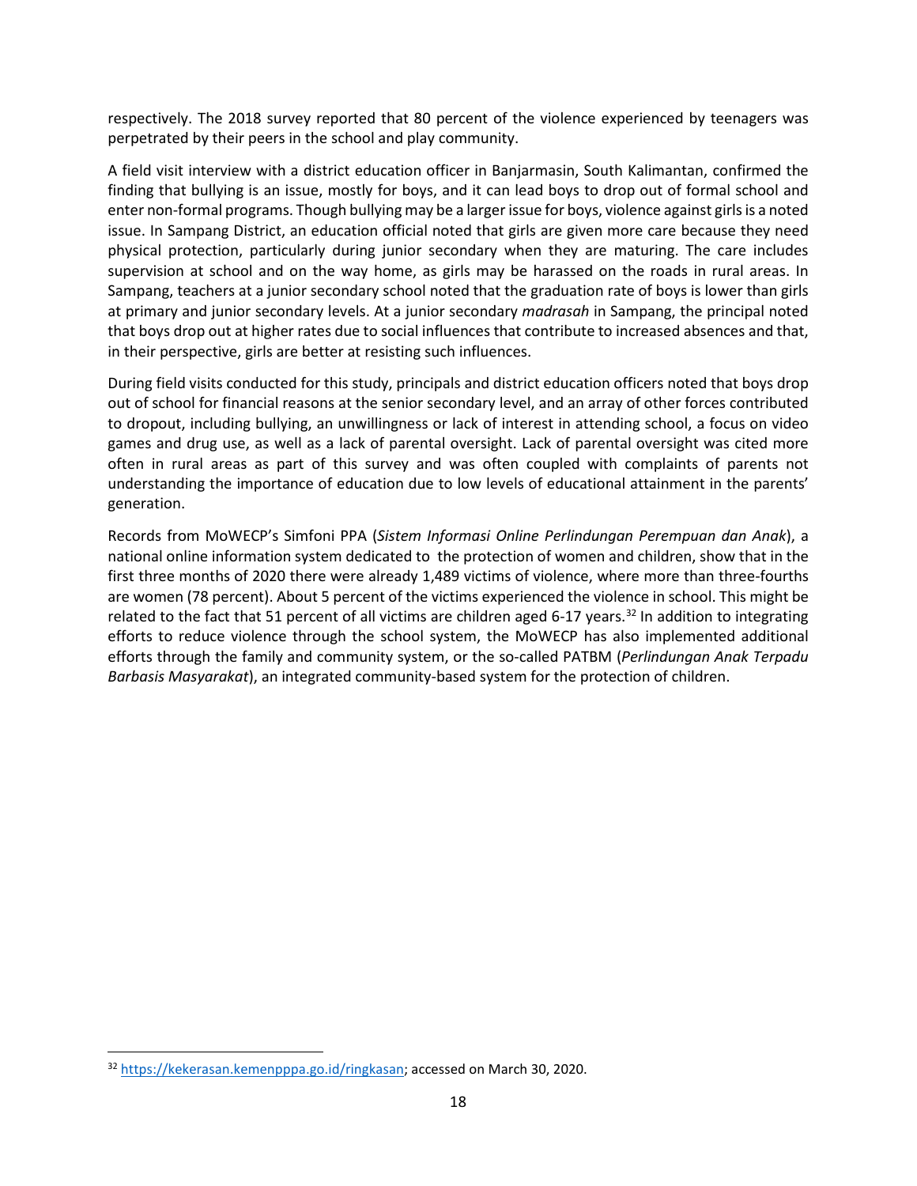respectively. The 2018 survey reported that 80 percent of the violence experienced by teenagers was perpetrated by their peers in the school and play community.

A field visit interview with a district education officer in Banjarmasin, South Kalimantan, confirmed the finding that bullying is an issue, mostly for boys, and it can lead boys to drop out of formal school and enter non-formal programs. Though bullying may be a larger issue for boys, violence against girls is a noted issue. In Sampang District, an education official noted that girls are given more care because they need physical protection, particularly during junior secondary when they are maturing. The care includes supervision at school and on the way home, as girls may be harassed on the roads in rural areas. In Sampang, teachers at a junior secondary school noted that the graduation rate of boys is lower than girls at primary and junior secondary levels. At a junior secondary *madrasah* in Sampang, the principal noted that boys drop out at higher rates due to social influences that contribute to increased absences and that, in their perspective, girls are better at resisting such influences.

During field visits conducted for this study, principals and district education officers noted that boys drop out of school for financial reasons at the senior secondary level, and an array of other forces contributed to dropout, including bullying, an unwillingness or lack of interest in attending school, a focus on video games and drug use, as well as a lack of parental oversight. Lack of parental oversight was cited more often in rural areas as part of this survey and was often coupled with complaints of parents not understanding the importance of education due to low levels of educational attainment in the parents' generation.

Records from MoWECP's Simfoni PPA (*Sistem Informasi Online Perlindungan Perempuan dan Anak*), a national online information system dedicated to the protection of women and children, show that in the first three months of 2020 there were already 1,489 victims of violence, where more than three-fourths are women (78 percent). About 5 percent of the victims experienced the violence in school. This might be related to the fact that 51 percent of all victims are children aged 6-17 years.[32] In addition to integrating efforts to reduce violence through the school system, the MoWECP has also implemented additional efforts through the family and community system, or the so-called PATBM (*Perlindungan Anak Terpadu Barbasis Masyarakat*), an integrated community-based system for the protection of children.

[32] https://kekerasan.kemenpppa.go.id/ringkasan; accessed on March 30, 2020.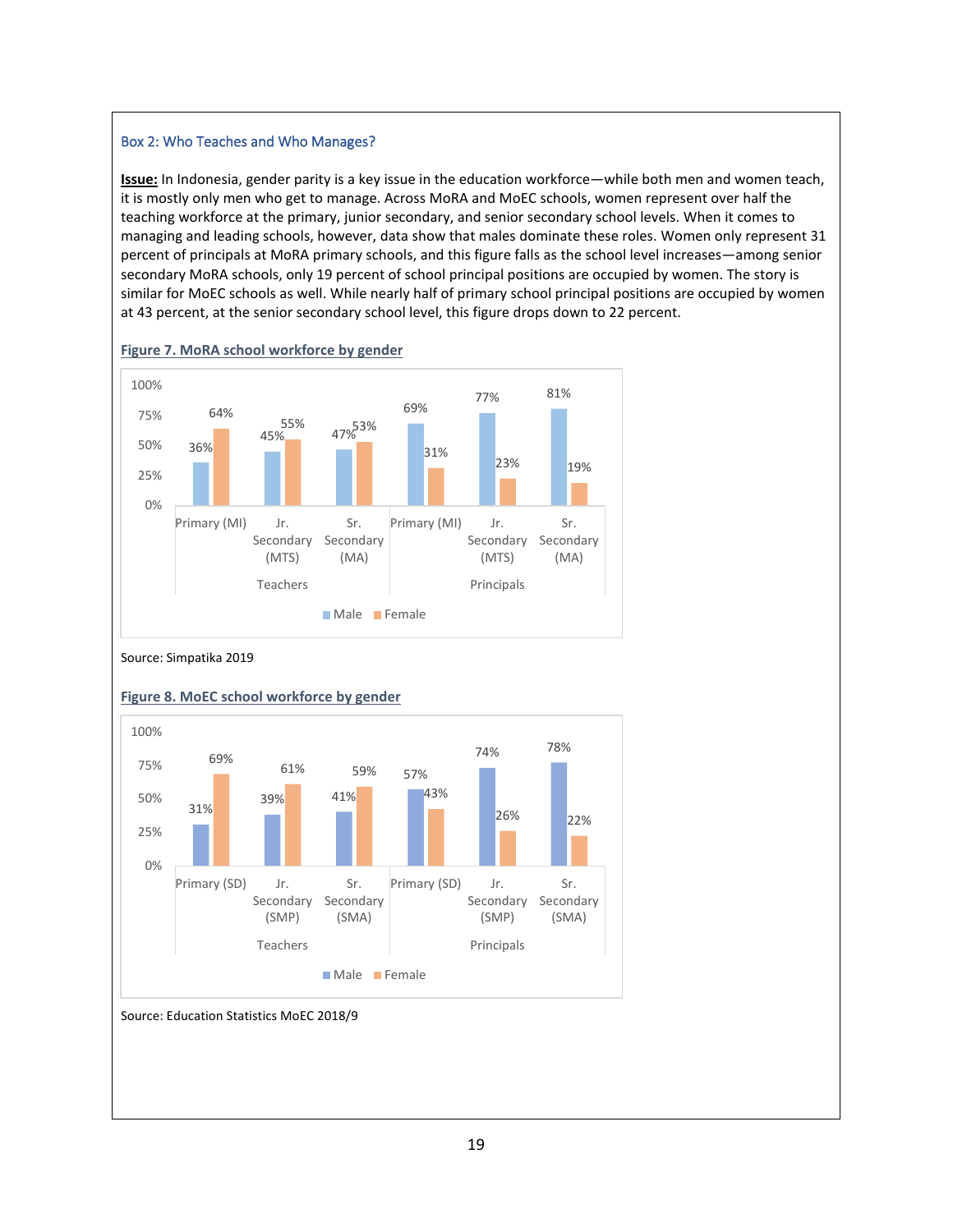### Box 2: Who Teaches and Who Manages?

**Issue:** In Indonesia, gender parity is a key issue in the education workforce—while both men and women teach, it is mostly only men who get to manage. Across MoRA and MoEC schools, women represent over half the teaching workforce at the primary, junior secondary, and senior secondary school levels. When it comes to managing and leading schools, however, data show that males dominate these roles. Women only represent 31 percent of principals at MoRA primary schools, and this figure falls as the school level increases—among senior secondary MoRA schools, only 19 percent of school principal positions are occupied by women. The story is similar for MoEC schools as well. While nearly half of primary school principal positions are occupied by women at 43 percent, at the senior secondary school level, this figure drops down to 22 percent.

**Figure 7. MoRA school workforce by gender**

| | | Male | Female |
|---|---|---|---|
| Teachers | Primary (MI) | 36% | 64% |
| | Jr. Secondary (MTS) | 45% | 55% |
| | Sr. Secondary (MA) | 47% | 53% |
| Principals | Primary (MI) | 69% | 31% |
| | Jr. Secondary (MTS) | 77% | 23% |
| | Sr. Secondary (MA) | 81% | 19% |

Source: Simpatika 2019

**Figure 8. MoEC school workforce by gender**

| | | Male | Female |
|---|---|---|---|
| Teachers | Primary (SD) | 31% | 69% |
| | Jr. Secondary (SMP) | 39% | 61% |
| | Sr. Secondary (SMA) | 41% | 59% |
| Principals | Primary (SD) | 57% | 43% |
| | Jr. Secondary (SMP) | 74% | 26% |
| | Sr. Secondary (SMA) | 78% | 22% |

Source: Education Statistics MoEC 2018/9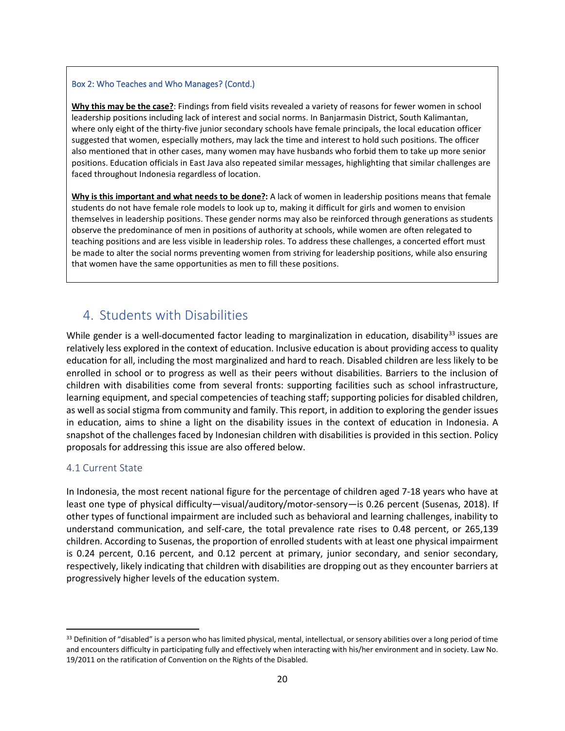**Box 2: Who Teaches and Who Manages? (Contd.)**

**Why this may be the case?**: Findings from field visits revealed a variety of reasons for fewer women in school leadership positions including lack of interest and social norms. In Banjarmasin District, South Kalimantan, where only eight of the thirty-five junior secondary schools have female principals, the local education officer suggested that women, especially mothers, may lack the time and interest to hold such positions. The officer also mentioned that in other cases, many women may have husbands who forbid them to take up more senior positions. Education officials in East Java also repeated similar messages, highlighting that similar challenges are faced throughout Indonesia regardless of location.

**Why is this important and what needs to be done?:** A lack of women in leadership positions means that female students do not have female role models to look up to, making it difficult for girls and women to envision themselves in leadership positions. These gender norms may also be reinforced through generations as students observe the predominance of men in positions of authority at schools, while women are often relegated to teaching positions and are less visible in leadership roles. To address these challenges, a concerted effort must be made to alter the social norms preventing women from striving for leadership positions, while also ensuring that women have the same opportunities as men to fill these positions.

# 4. Students with Disabilities

While gender is a well-documented factor leading to marginalization in education, disability[33] issues are relatively less explored in the context of education. Inclusive education is about providing access to quality education for all, including the most marginalized and hard to reach. Disabled children are less likely to be enrolled in school or to progress as well as their peers without disabilities. Barriers to the inclusion of children with disabilities come from several fronts: supporting facilities such as school infrastructure, learning equipment, and special competencies of teaching staff; supporting policies for disabled children, as well as social stigma from community and family. This report, in addition to exploring the gender issues in education, aims to shine a light on the disability issues in the context of education in Indonesia. A snapshot of the challenges faced by Indonesian children with disabilities is provided in this section. Policy proposals for addressing this issue are also offered below.

## 4.1 Current State

In Indonesia, the most recent national figure for the percentage of children aged 7-18 years who have at least one type of physical difficulty—visual/auditory/motor-sensory—is 0.26 percent (Susenas, 2018). If other types of functional impairment are included such as behavioral and learning challenges, inability to understand communication, and self-care, the total prevalence rate rises to 0.48 percent, or 265,139 children. According to Susenas, the proportion of enrolled students with at least one physical impairment is 0.24 percent, 0.16 percent, and 0.12 percent at primary, junior secondary, and senior secondary, respectively, likely indicating that children with disabilities are dropping out as they encounter barriers at progressively higher levels of the education system.

[33] Definition of "disabled" is a person who has limited physical, mental, intellectual, or sensory abilities over a long period of time and encounters difficulty in participating fully and effectively when interacting with his/her environment and in society. Law No. 19/2011 on the ratification of Convention on the Rights of the Disabled.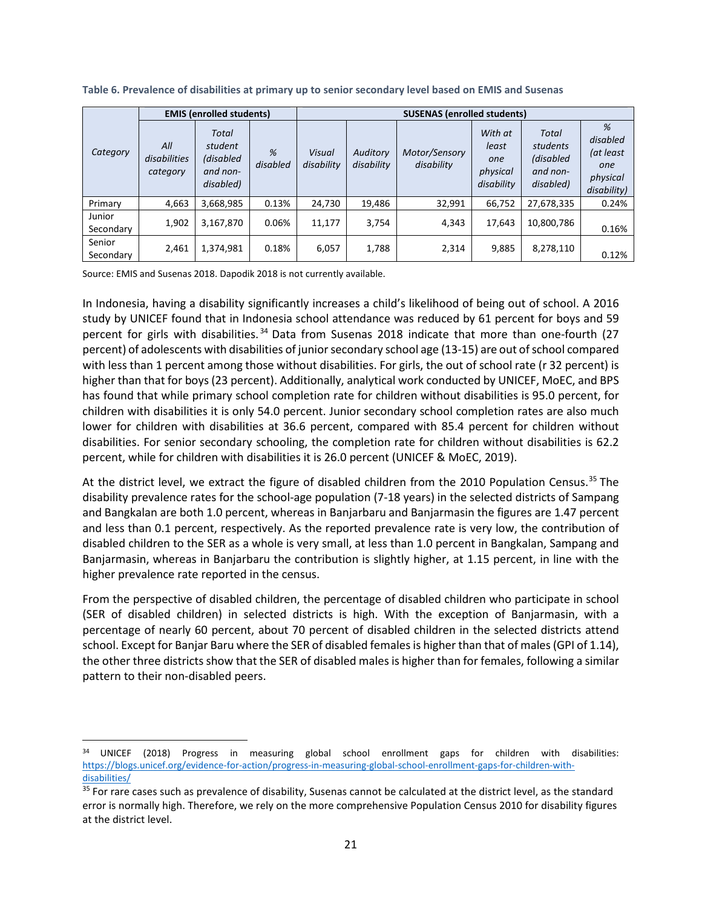**Table 6. Prevalence of disabilities at primary up to senior secondary level based on EMIS and Susenas**

| Category | EMIS (enrolled students) | | | SUSENAS (enrolled students) | | | | | |
|---|---|---|---|---|---|---|---|---|---|
| | *All disabilities category* | *Total student (disabled and non-disabled)* | *% disabled* | *Visual disability* | *Auditory disability* | *Motor/Sensory disability* | *With at least one physical disability* | *Total students (disabled and non-disabled)* | *% disabled (at least one physical disability)* |
| Primary | 4,663 | 3,668,985 | 0.13% | 24,730 | 19,486 | 32,991 | 66,752 | 27,678,335 | 0.24% |
| Junior Secondary | 1,902 | 3,167,870 | 0.06% | 11,177 | 3,754 | 4,343 | 17,643 | 10,800,786 | 0.16% |
| Senior Secondary | 2,461 | 1,374,981 | 0.18% | 6,057 | 1,788 | 2,314 | 9,885 | 8,278,110 | 0.12% |

Source: EMIS and Susenas 2018. Dapodik 2018 is not currently available.

In Indonesia, having a disability significantly increases a child's likelihood of being out of school. A 2016 study by UNICEF found that in Indonesia school attendance was reduced by 61 percent for boys and 59 percent for girls with disabilities.[34] Data from Susenas 2018 indicate that more than one-fourth (27 percent) of adolescents with disabilities of junior secondary school age (13-15) are out of school compared with less than 1 percent among those without disabilities. For girls, the out of school rate (r 32 percent) is higher than that for boys (23 percent). Additionally, analytical work conducted by UNICEF, MoEC, and BPS has found that while primary school completion rate for children without disabilities is 95.0 percent, for children with disabilities it is only 54.0 percent. Junior secondary school completion rates are also much lower for children with disabilities at 36.6 percent, compared with 85.4 percent for children without disabilities. For senior secondary schooling, the completion rate for children without disabilities is 62.2 percent, while for children with disabilities it is 26.0 percent (UNICEF & MoEC, 2019).

At the district level, we extract the figure of disabled children from the 2010 Population Census.[35] The disability prevalence rates for the school-age population (7-18 years) in the selected districts of Sampang and Bangkalan are both 1.0 percent, whereas in Banjarbaru and Banjarmasin the figures are 1.47 percent and less than 0.1 percent, respectively. As the reported prevalence rate is very low, the contribution of disabled children to the SER as a whole is very small, at less than 1.0 percent in Bangkalan, Sampang and Banjarmasin, whereas in Banjarbaru the contribution is slightly higher, at 1.15 percent, in line with the higher prevalence rate reported in the census.

From the perspective of disabled children, the percentage of disabled children who participate in school (SER of disabled children) in selected districts is high. With the exception of Banjarmasin, with a percentage of nearly 60 percent, about 70 percent of disabled children in the selected districts attend school. Except for Banjar Baru where the SER of disabled females is higher than that of males (GPI of 1.14), the other three districts show that the SER of disabled males is higher than for females, following a similar pattern to their non-disabled peers.

---

[34] UNICEF (2018) Progress in measuring global school enrollment gaps for children with disabilities: https://blogs.unicef.org/evidence-for-action/progress-in-measuring-global-school-enrollment-gaps-for-children-with-disabilities/

[35] For rare cases such as prevalence of disability, Susenas cannot be calculated at the district level, as the standard error is normally high. Therefore, we rely on the more comprehensive Population Census 2010 for disability figures at the district level.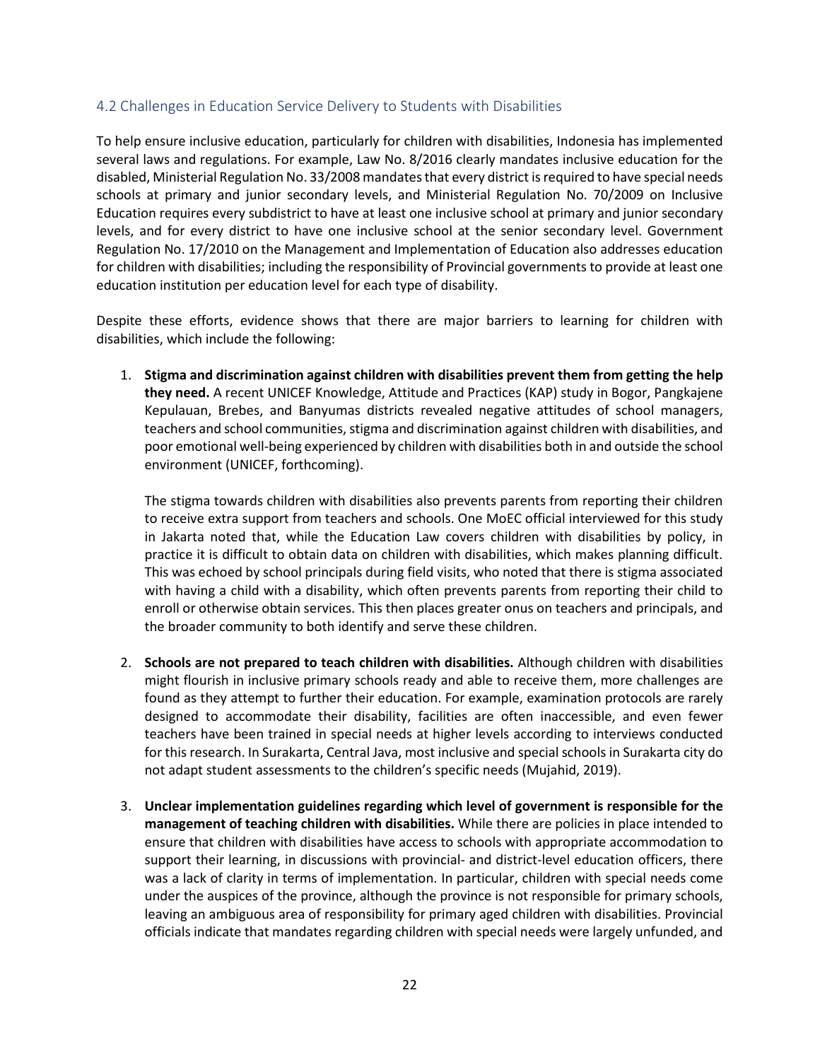## 4.2 Challenges in Education Service Delivery to Students with Disabilities

To help ensure inclusive education, particularly for children with disabilities, Indonesia has implemented several laws and regulations. For example, Law No. 8/2016 clearly mandates inclusive education for the disabled, Ministerial Regulation No. 33/2008 mandates that every district is required to have special needs schools at primary and junior secondary levels, and Ministerial Regulation No. 70/2009 on Inclusive Education requires every subdistrict to have at least one inclusive school at primary and junior secondary levels, and for every district to have one inclusive school at the senior secondary level. Government Regulation No. 17/2010 on the Management and Implementation of Education also addresses education for children with disabilities; including the responsibility of Provincial governments to provide at least one education institution per education level for each type of disability.

Despite these efforts, evidence shows that there are major barriers to learning for children with disabilities, which include the following:

1. **Stigma and discrimination against children with disabilities prevent them from getting the help they need.** A recent UNICEF Knowledge, Attitude and Practices (KAP) study in Bogor, Pangkajene Kepulauan, Brebes, and Banyumas districts revealed negative attitudes of school managers, teachers and school communities, stigma and discrimination against children with disabilities, and poor emotional well-being experienced by children with disabilities both in and outside the school environment (UNICEF, forthcoming).

   The stigma towards children with disabilities also prevents parents from reporting their children to receive extra support from teachers and schools. One MoEC official interviewed for this study in Jakarta noted that, while the Education Law covers children with disabilities by policy, in practice it is difficult to obtain data on children with disabilities, which makes planning difficult. This was echoed by school principals during field visits, who noted that there is stigma associated with having a child with a disability, which often prevents parents from reporting their child to enroll or otherwise obtain services. This then places greater onus on teachers and principals, and the broader community to both identify and serve these children.

2. **Schools are not prepared to teach children with disabilities.** Although children with disabilities might flourish in inclusive primary schools ready and able to receive them, more challenges are found as they attempt to further their education. For example, examination protocols are rarely designed to accommodate their disability, facilities are often inaccessible, and even fewer teachers have been trained in special needs at higher levels according to interviews conducted for this research. In Surakarta, Central Java, most inclusive and special schools in Surakarta city do not adapt student assessments to the children's specific needs (Mujahid, 2019).

3. **Unclear implementation guidelines regarding which level of government is responsible for the management of teaching children with disabilities.** While there are policies in place intended to ensure that children with disabilities have access to schools with appropriate accommodation to support their learning, in discussions with provincial- and district-level education officers, there was a lack of clarity in terms of implementation. In particular, children with special needs come under the auspices of the province, although the province is not responsible for primary schools, leaving an ambiguous area of responsibility for primary aged children with disabilities. Provincial officials indicate that mandates regarding children with special needs were largely unfunded, and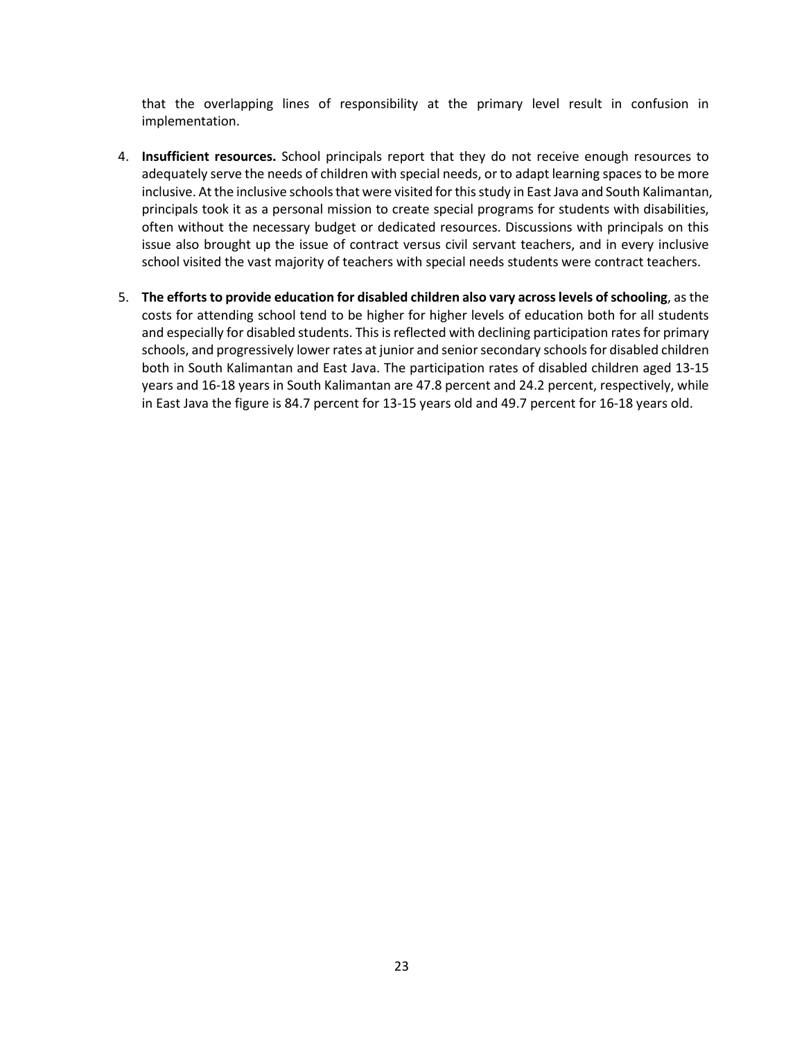that the overlapping lines of responsibility at the primary level result in confusion in implementation.

4. **Insufficient resources.** School principals report that they do not receive enough resources to adequately serve the needs of children with special needs, or to adapt learning spaces to be more inclusive. At the inclusive schools that were visited for this study in East Java and South Kalimantan, principals took it as a personal mission to create special programs for students with disabilities, often without the necessary budget or dedicated resources. Discussions with principals on this issue also brought up the issue of contract versus civil servant teachers, and in every inclusive school visited the vast majority of teachers with special needs students were contract teachers.

5. **The efforts to provide education for disabled children also vary across levels of schooling**, as the costs for attending school tend to be higher for higher levels of education both for all students and especially for disabled students. This is reflected with declining participation rates for primary schools, and progressively lower rates at junior and senior secondary schools for disabled children both in South Kalimantan and East Java. The participation rates of disabled children aged 13-15 years and 16-18 years in South Kalimantan are 47.8 percent and 24.2 percent, respectively, while in East Java the figure is 84.7 percent for 13-15 years old and 49.7 percent for 16-18 years old.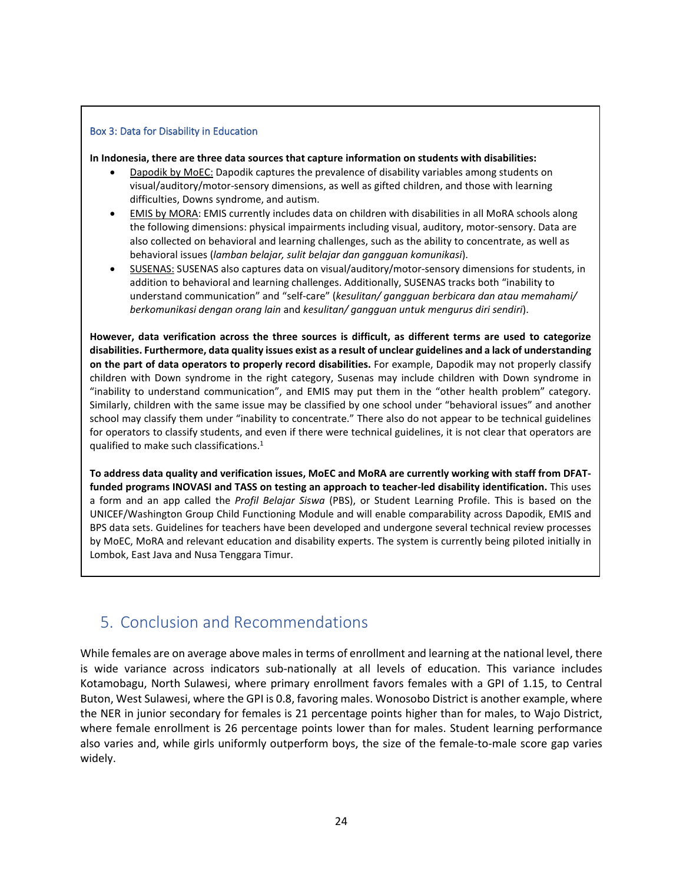### Box 3: Data for Disability in Education

**In Indonesia, there are three data sources that capture information on students with disabilities:**

- Dapodik by MoEC: Dapodik captures the prevalence of disability variables among students on visual/auditory/motor-sensory dimensions, as well as gifted children, and those with learning difficulties, Downs syndrome, and autism.
- EMIS by MORA: EMIS currently includes data on children with disabilities in all MoRA schools along the following dimensions: physical impairments including visual, auditory, motor-sensory. Data are also collected on behavioral and learning challenges, such as the ability to concentrate, as well as behavioral issues (*lamban belajar, sulit belajar dan gangguan komunikasi*).
- SUSENAS: SUSENAS also captures data on visual/auditory/motor-sensory dimensions for students, in addition to behavioral and learning challenges. Additionally, SUSENAS tracks both "inability to understand communication" and "self-care" (*kesulitan/ gangguan berbicara dan atau memahami/ berkomunikasi dengan orang lain* and *kesulitan/ gangguan untuk mengurus diri sendiri*).

**However, data verification across the three sources is difficult, as different terms are used to categorize disabilities. Furthermore, data quality issues exist as a result of unclear guidelines and a lack of understanding on the part of data operators to properly record disabilities.** For example, Dapodik may not properly classify children with Down syndrome in the right category, Susenas may include children with Down syndrome in "inability to understand communication", and EMIS may put them in the "other health problem" category. Similarly, children with the same issue may be classified by one school under "behavioral issues" and another school may classify them under "inability to concentrate." There also do not appear to be technical guidelines for operators to classify students, and even if there were technical guidelines, it is not clear that operators are qualified to make such classifications.[1]

**To address data quality and verification issues, MoEC and MoRA are currently working with staff from DFAT-funded programs INOVASI and TASS on testing an approach to teacher-led disability identification.** This uses a form and an app called the *Profil Belajar Siswa* (PBS), or Student Learning Profile. This is based on the UNICEF/Washington Group Child Functioning Module and will enable comparability across Dapodik, EMIS and BPS data sets. Guidelines for teachers have been developed and undergone several technical review processes by MoEC, MoRA and relevant education and disability experts. The system is currently being piloted initially in Lombok, East Java and Nusa Tenggara Timur.

## 5. Conclusion and Recommendations

While females are on average above males in terms of enrollment and learning at the national level, there is wide variance across indicators sub-nationally at all levels of education. This variance includes Kotamobagu, North Sulawesi, where primary enrollment favors females with a GPI of 1.15, to Central Buton, West Sulawesi, where the GPI is 0.8, favoring males. Wonosobo District is another example, where the NER in junior secondary for females is 21 percentage points higher than for males, to Wajo District, where female enrollment is 26 percentage points lower than for males. Student learning performance also varies and, while girls uniformly outperform boys, the size of the female-to-male score gap varies widely.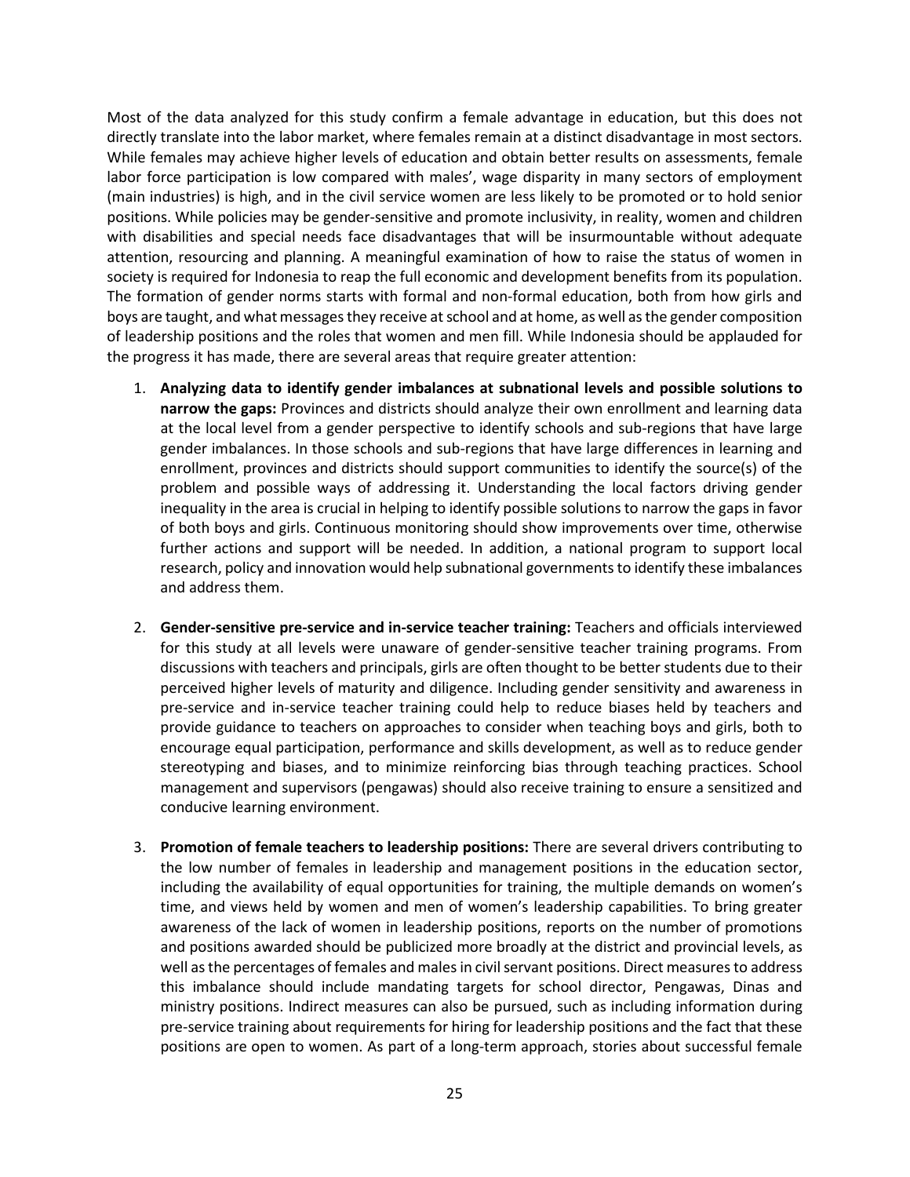Most of the data analyzed for this study confirm a female advantage in education, but this does not directly translate into the labor market, where females remain at a distinct disadvantage in most sectors. While females may achieve higher levels of education and obtain better results on assessments, female labor force participation is low compared with males', wage disparity in many sectors of employment (main industries) is high, and in the civil service women are less likely to be promoted or to hold senior positions. While policies may be gender-sensitive and promote inclusivity, in reality, women and children with disabilities and special needs face disadvantages that will be insurmountable without adequate attention, resourcing and planning. A meaningful examination of how to raise the status of women in society is required for Indonesia to reap the full economic and development benefits from its population. The formation of gender norms starts with formal and non-formal education, both from how girls and boys are taught, and what messages they receive at school and at home, as well as the gender composition of leadership positions and the roles that women and men fill. While Indonesia should be applauded for the progress it has made, there are several areas that require greater attention:

1. **Analyzing data to identify gender imbalances at subnational levels and possible solutions to narrow the gaps:** Provinces and districts should analyze their own enrollment and learning data at the local level from a gender perspective to identify schools and sub-regions that have large gender imbalances. In those schools and sub-regions that have large differences in learning and enrollment, provinces and districts should support communities to identify the source(s) of the problem and possible ways of addressing it. Understanding the local factors driving gender inequality in the area is crucial in helping to identify possible solutions to narrow the gaps in favor of both boys and girls. Continuous monitoring should show improvements over time, otherwise further actions and support will be needed. In addition, a national program to support local research, policy and innovation would help subnational governments to identify these imbalances and address them.

2. **Gender-sensitive pre-service and in-service teacher training:** Teachers and officials interviewed for this study at all levels were unaware of gender-sensitive teacher training programs. From discussions with teachers and principals, girls are often thought to be better students due to their perceived higher levels of maturity and diligence. Including gender sensitivity and awareness in pre-service and in-service teacher training could help to reduce biases held by teachers and provide guidance to teachers on approaches to consider when teaching boys and girls, both to encourage equal participation, performance and skills development, as well as to reduce gender stereotyping and biases, and to minimize reinforcing bias through teaching practices. School management and supervisors (pengawas) should also receive training to ensure a sensitized and conducive learning environment.

3. **Promotion of female teachers to leadership positions:** There are several drivers contributing to the low number of females in leadership and management positions in the education sector, including the availability of equal opportunities for training, the multiple demands on women's time, and views held by women and men of women's leadership capabilities. To bring greater awareness of the lack of women in leadership positions, reports on the number of promotions and positions awarded should be publicized more broadly at the district and provincial levels, as well as the percentages of females and males in civil servant positions. Direct measures to address this imbalance should include mandating targets for school director, Pengawas, Dinas and ministry positions. Indirect measures can also be pursued, such as including information during pre-service training about requirements for hiring for leadership positions and the fact that these positions are open to women. As part of a long-term approach, stories about successful female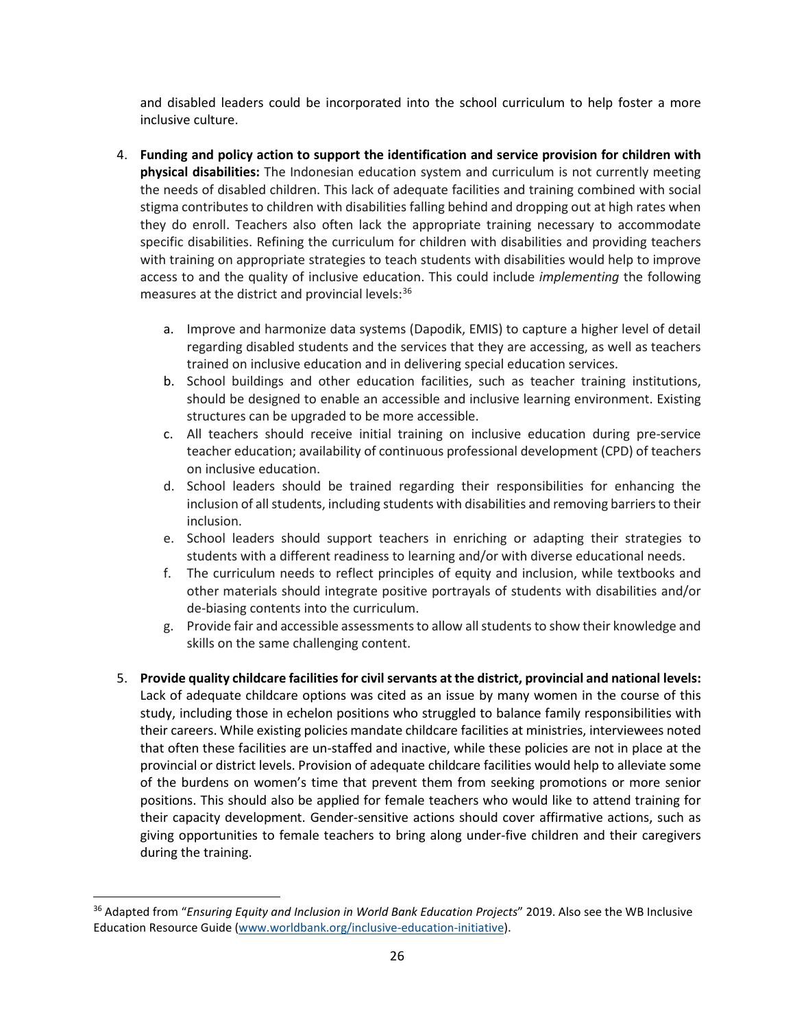and disabled leaders could be incorporated into the school curriculum to help foster a more inclusive culture.

4. **Funding and policy action to support the identification and service provision for children with physical disabilities:** The Indonesian education system and curriculum is not currently meeting the needs of disabled children. This lack of adequate facilities and training combined with social stigma contributes to children with disabilities falling behind and dropping out at high rates when they do enroll. Teachers also often lack the appropriate training necessary to accommodate specific disabilities. Refining the curriculum for children with disabilities and providing teachers with training on appropriate strategies to teach students with disabilities would help to improve access to and the quality of inclusive education. This could include *implementing* the following measures at the district and provincial levels:[36]

   a. Improve and harmonize data systems (Dapodik, EMIS) to capture a higher level of detail regarding disabled students and the services that they are accessing, as well as teachers trained on inclusive education and in delivering special education services.
   b. School buildings and other education facilities, such as teacher training institutions, should be designed to enable an accessible and inclusive learning environment. Existing structures can be upgraded to be more accessible.
   c. All teachers should receive initial training on inclusive education during pre-service teacher education; availability of continuous professional development (CPD) of teachers on inclusive education.
   d. School leaders should be trained regarding their responsibilities for enhancing the inclusion of all students, including students with disabilities and removing barriers to their inclusion.
   e. School leaders should support teachers in enriching or adapting their strategies to students with a different readiness to learning and/or with diverse educational needs.
   f. The curriculum needs to reflect principles of equity and inclusion, while textbooks and other materials should integrate positive portrayals of students with disabilities and/or de-biasing contents into the curriculum.
   g. Provide fair and accessible assessments to allow all students to show their knowledge and skills on the same challenging content.

5. **Provide quality childcare facilities for civil servants at the district, provincial and national levels:** Lack of adequate childcare options was cited as an issue by many women in the course of this study, including those in echelon positions who struggled to balance family responsibilities with their careers. While existing policies mandate childcare facilities at ministries, interviewees noted that often these facilities are un-staffed and inactive, while these policies are not in place at the provincial or district levels. Provision of adequate childcare facilities would help to alleviate some of the burdens on women's time that prevent them from seeking promotions or more senior positions. This should also be applied for female teachers who would like to attend training for their capacity development. Gender-sensitive actions should cover affirmative actions, such as giving opportunities to female teachers to bring along under-five children and their caregivers during the training.

[36] Adapted from "*Ensuring Equity and Inclusion in World Bank Education Projects*" 2019. Also see the WB Inclusive Education Resource Guide (www.worldbank.org/inclusive-education-initiative).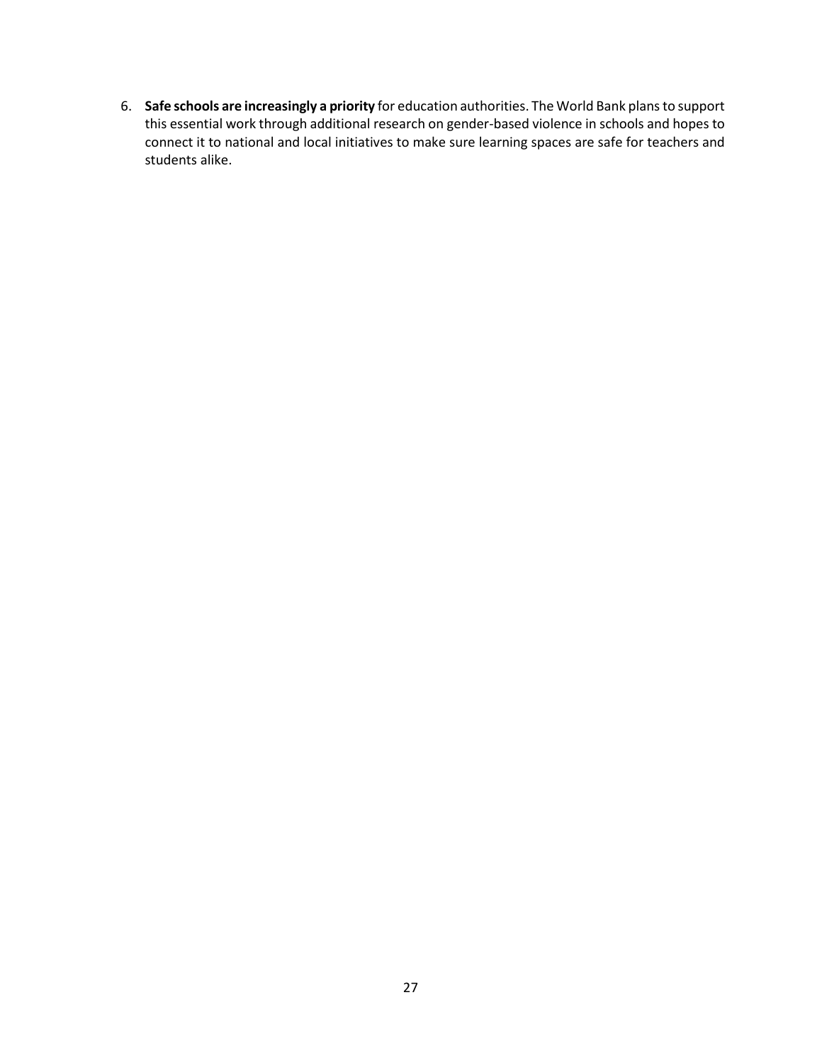6. **Safe schools are increasingly a priority** for education authorities. The World Bank plans to support this essential work through additional research on gender-based violence in schools and hopes to connect it to national and local initiatives to make sure learning spaces are safe for teachers and students alike.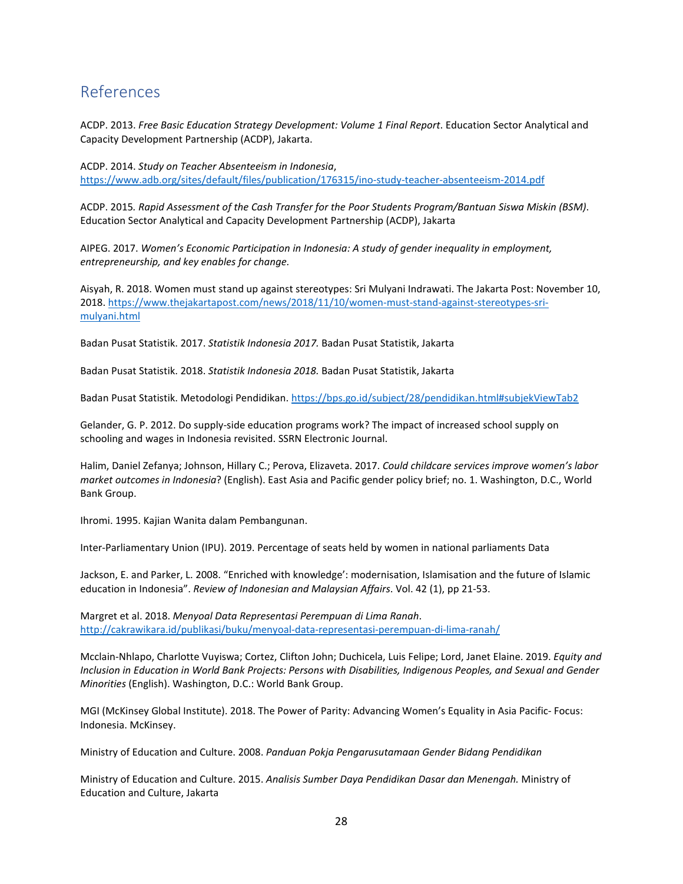## References

ACDP. 2013. *Free Basic Education Strategy Development: Volume 1 Final Report*. Education Sector Analytical and Capacity Development Partnership (ACDP), Jakarta.

ACDP. 2014. *Study on Teacher Absenteeism in Indonesia*, https://www.adb.org/sites/default/files/publication/176315/ino-study-teacher-absenteeism-2014.pdf

ACDP. 2015. *Rapid Assessment of the Cash Transfer for the Poor Students Program/Bantuan Siswa Miskin (BSM)*. Education Sector Analytical and Capacity Development Partnership (ACDP), Jakarta

AIPEG. 2017. *Women's Economic Participation in Indonesia: A study of gender inequality in employment, entrepreneurship, and key enables for change.*

Aisyah, R. 2018. Women must stand up against stereotypes: Sri Mulyani Indrawati. The Jakarta Post: November 10, 2018. https://www.thejakartapost.com/news/2018/11/10/women-must-stand-against-stereotypes-sri-mulyani.html

Badan Pusat Statistik. 2017. *Statistik Indonesia 2017.* Badan Pusat Statistik, Jakarta

Badan Pusat Statistik. 2018. *Statistik Indonesia 2018.* Badan Pusat Statistik, Jakarta

Badan Pusat Statistik. Metodologi Pendidikan. https://bps.go.id/subject/28/pendidikan.html#subjekViewTab2

Gelander, G. P. 2012. Do supply-side education programs work? The impact of increased school supply on schooling and wages in Indonesia revisited. SSRN Electronic Journal.

Halim, Daniel Zefanya; Johnson, Hillary C.; Perova, Elizaveta. 2017. *Could childcare services improve women's labor market outcomes in Indonesia*? (English). East Asia and Pacific gender policy brief; no. 1. Washington, D.C., World Bank Group.

Ihromi. 1995. Kajian Wanita dalam Pembangunan.

Inter-Parliamentary Union (IPU). 2019. Percentage of seats held by women in national parliaments Data

Jackson, E. and Parker, L. 2008. "Enriched with knowledge': modernisation, Islamisation and the future of Islamic education in Indonesia". *Review of Indonesian and Malaysian Affairs*. Vol. 42 (1), pp 21-53.

Margret et al. 2018. *Menyoal Data Representasi Perempuan di Lima Ranah*. http://cakrawikara.id/publikasi/buku/menyoal-data-representasi-perempuan-di-lima-ranah/

Mcclain-Nhlapo, Charlotte Vuyiswa; Cortez, Clifton John; Duchicela, Luis Felipe; Lord, Janet Elaine. 2019. *Equity and Inclusion in Education in World Bank Projects: Persons with Disabilities, Indigenous Peoples, and Sexual and Gender Minorities* (English). Washington, D.C.: World Bank Group.

MGI (McKinsey Global Institute). 2018. The Power of Parity: Advancing Women's Equality in Asia Pacific- Focus: Indonesia. McKinsey.

Ministry of Education and Culture. 2008. *Panduan Pokja Pengarusutamaan Gender Bidang Pendidikan*

Ministry of Education and Culture. 2015. *Analisis Sumber Daya Pendidikan Dasar dan Menengah.* Ministry of Education and Culture, Jakarta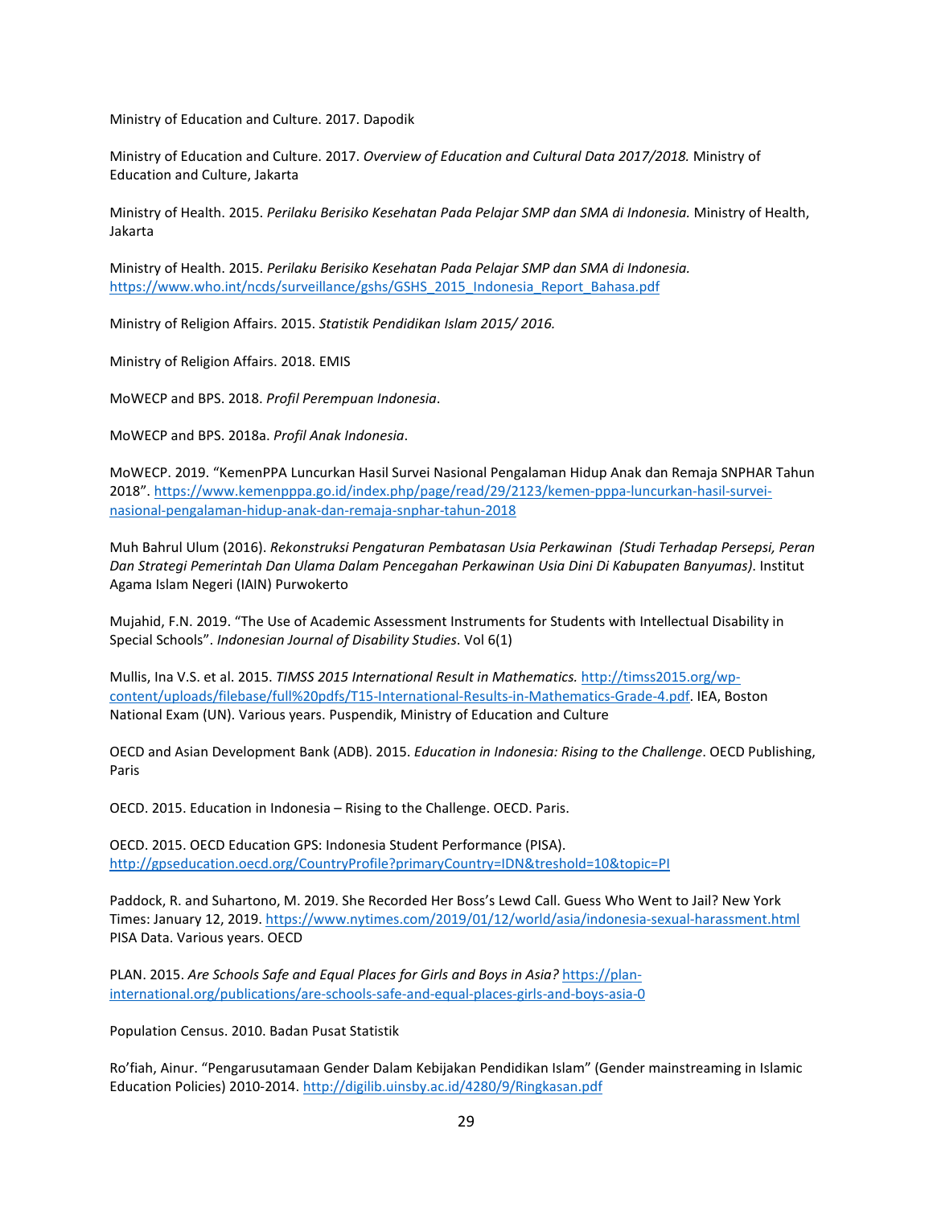Ministry of Education and Culture. 2017. Dapodik

Ministry of Education and Culture. 2017. *Overview of Education and Cultural Data 2017/2018.* Ministry of Education and Culture, Jakarta

Ministry of Health. 2015. *Perilaku Berisiko Kesehatan Pada Pelajar SMP dan SMA di Indonesia.* Ministry of Health, Jakarta

Ministry of Health. 2015. *Perilaku Berisiko Kesehatan Pada Pelajar SMP dan SMA di Indonesia.* https://www.who.int/ncds/surveillance/gshs/GSHS_2015_Indonesia_Report_Bahasa.pdf

Ministry of Religion Affairs. 2015. *Statistik Pendidikan Islam 2015/ 2016.*

Ministry of Religion Affairs. 2018. EMIS

MoWECP and BPS. 2018. *Profil Perempuan Indonesia*.

MoWECP and BPS. 2018a. *Profil Anak Indonesia*.

MoWECP. 2019. "KemenPPA Luncurkan Hasil Survei Nasional Pengalaman Hidup Anak dan Remaja SNPHAR Tahun 2018". https://www.kemenpppa.go.id/index.php/page/read/29/2123/kemen-pppa-luncurkan-hasil-survei-nasional-pengalaman-hidup-anak-dan-remaja-snphar-tahun-2018

Muh Bahrul Ulum (2016). *Rekonstruksi Pengaturan Pembatasan Usia Perkawinan (Studi Terhadap Persepsi, Peran Dan Strategi Pemerintah Dan Ulama Dalam Pencegahan Perkawinan Usia Dini Di Kabupaten Banyumas)*. Institut Agama Islam Negeri (IAIN) Purwokerto

Mujahid, F.N. 2019. "The Use of Academic Assessment Instruments for Students with Intellectual Disability in Special Schools". *Indonesian Journal of Disability Studies*. Vol 6(1)

Mullis, Ina V.S. et al. 2015. *TIMSS 2015 International Result in Mathematics.* http://timss2015.org/wp-content/uploads/filebase/full%20pdfs/T15-International-Results-in-Mathematics-Grade-4.pdf. IEA, Boston
National Exam (UN). Various years. Puspendik, Ministry of Education and Culture

OECD and Asian Development Bank (ADB). 2015. *Education in Indonesia: Rising to the Challenge*. OECD Publishing, Paris

OECD. 2015. Education in Indonesia – Rising to the Challenge. OECD. Paris.

OECD. 2015. OECD Education GPS: Indonesia Student Performance (PISA). http://gpseducation.oecd.org/CountryProfile?primaryCountry=IDN&treshold=10&topic=PI

Paddock, R. and Suhartono, M. 2019. She Recorded Her Boss's Lewd Call. Guess Who Went to Jail? New York Times: January 12, 2019. https://www.nytimes.com/2019/01/12/world/asia/indonesia-sexual-harassment.html
PISA Data. Various years. OECD

PLAN. 2015. *Are Schools Safe and Equal Places for Girls and Boys in Asia?* https://plan-international.org/publications/are-schools-safe-and-equal-places-girls-and-boys-asia-0

Population Census. 2010. Badan Pusat Statistik

Ro'fiah, Ainur. "Pengarusutamaan Gender Dalam Kebijakan Pendidikan Islam" (Gender mainstreaming in Islamic Education Policies) 2010-2014. http://digilib.uinsby.ac.id/4280/9/Ringkasan.pdf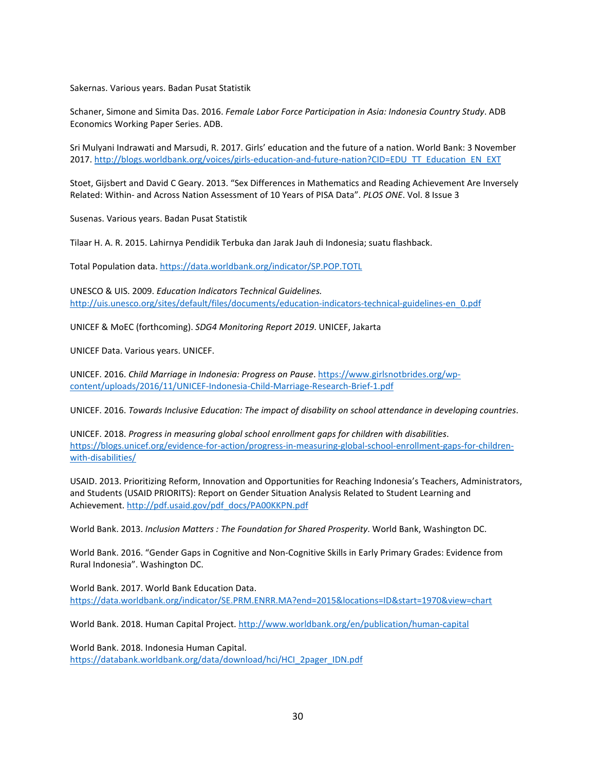Sakernas. Various years. Badan Pusat Statistik

Schaner, Simone and Simita Das. 2016. *Female Labor Force Participation in Asia: Indonesia Country Study*. ADB Economics Working Paper Series. ADB.

Sri Mulyani Indrawati and Marsudi, R. 2017. Girls' education and the future of a nation. World Bank: 3 November 2017. http://blogs.worldbank.org/voices/girls-education-and-future-nation?CID=EDU_TT_Education_EN_EXT

Stoet, Gijsbert and David C Geary. 2013. "Sex Differences in Mathematics and Reading Achievement Are Inversely Related: Within- and Across Nation Assessment of 10 Years of PISA Data". *PLOS ONE*. Vol. 8 Issue 3

Susenas. Various years. Badan Pusat Statistik

Tilaar H. A. R. 2015. Lahirnya Pendidik Terbuka dan Jarak Jauh di Indonesia; suatu flashback.

Total Population data. https://data.worldbank.org/indicator/SP.POP.TOTL

UNESCO & UIS. 2009. *Education Indicators Technical Guidelines.* http://uis.unesco.org/sites/default/files/documents/education-indicators-technical-guidelines-en_0.pdf

UNICEF & MoEC (forthcoming). *SDG4 Monitoring Report 2019*. UNICEF, Jakarta

UNICEF Data. Various years. UNICEF.

UNICEF. 2016. *Child Marriage in Indonesia: Progress on Pause*. https://www.girlsnotbrides.org/wp-content/uploads/2016/11/UNICEF-Indonesia-Child-Marriage-Research-Brief-1.pdf

UNICEF. 2016. *Towards Inclusive Education: The impact of disability on school attendance in developing countries*.

UNICEF. 2018. *Progress in measuring global school enrollment gaps for children with disabilities*. https://blogs.unicef.org/evidence-for-action/progress-in-measuring-global-school-enrollment-gaps-for-children-with-disabilities/

USAID. 2013. Prioritizing Reform, Innovation and Opportunities for Reaching Indonesia's Teachers, Administrators, and Students (USAID PRIORITS): Report on Gender Situation Analysis Related to Student Learning and Achievement. http://pdf.usaid.gov/pdf_docs/PA00KKPN.pdf

World Bank. 2013. *Inclusion Matters : The Foundation for Shared Prosperity*. World Bank, Washington DC.

World Bank. 2016. "Gender Gaps in Cognitive and Non-Cognitive Skills in Early Primary Grades: Evidence from Rural Indonesia". Washington DC.

World Bank. 2017. World Bank Education Data. https://data.worldbank.org/indicator/SE.PRM.ENRR.MA?end=2015&locations=ID&start=1970&view=chart

World Bank. 2018. Human Capital Project. http://www.worldbank.org/en/publication/human-capital

World Bank. 2018. Indonesia Human Capital. https://databank.worldbank.org/data/download/hci/HCI_2pager_IDN.pdf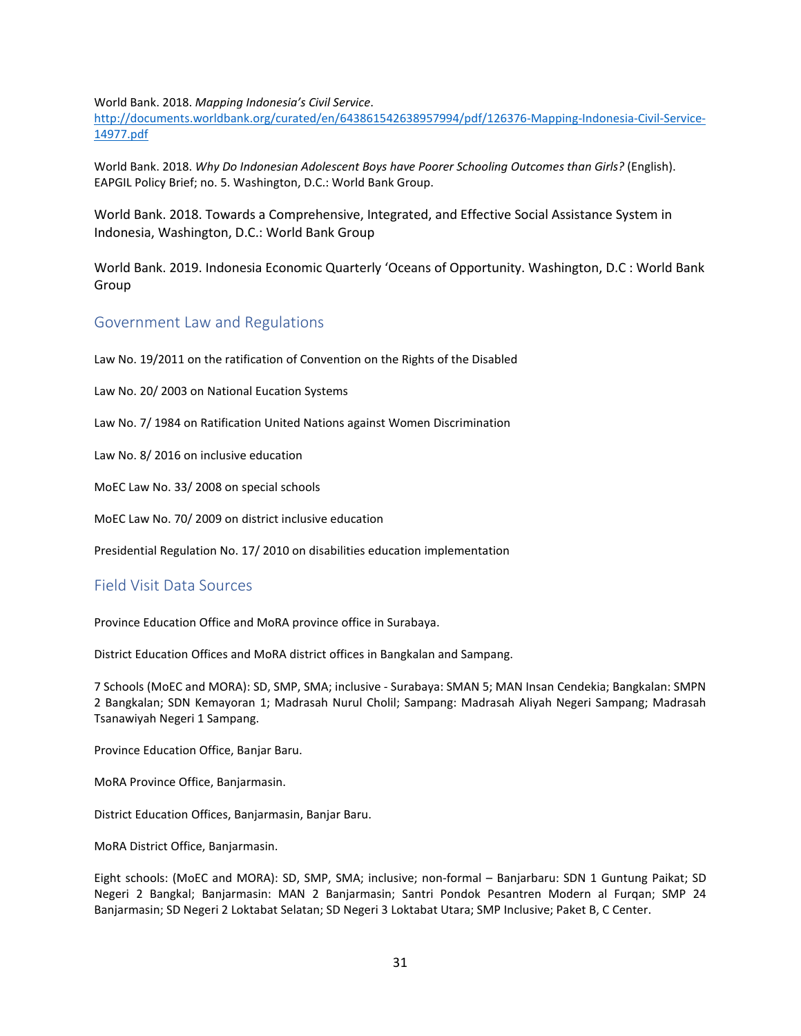World Bank. 2018. *Mapping Indonesia's Civil Service*. http://documents.worldbank.org/curated/en/643861542638957994/pdf/126376-Mapping-Indonesia-Civil-Service-14977.pdf

World Bank. 2018. *Why Do Indonesian Adolescent Boys have Poorer Schooling Outcomes than Girls?* (English). EAPGIL Policy Brief; no. 5. Washington, D.C.: World Bank Group.

World Bank. 2018. Towards a Comprehensive, Integrated, and Effective Social Assistance System in Indonesia, Washington, D.C.: World Bank Group

World Bank. 2019. Indonesia Economic Quarterly 'Oceans of Opportunity. Washington, D.C : World Bank Group

## Government Law and Regulations

Law No. 19/2011 on the ratification of Convention on the Rights of the Disabled

Law No. 20/ 2003 on National Eucation Systems

Law No. 7/ 1984 on Ratification United Nations against Women Discrimination

Law No. 8/ 2016 on inclusive education

MoEC Law No. 33/ 2008 on special schools

MoEC Law No. 70/ 2009 on district inclusive education

Presidential Regulation No. 17/ 2010 on disabilities education implementation

## Field Visit Data Sources

Province Education Office and MoRA province office in Surabaya.

District Education Offices and MoRA district offices in Bangkalan and Sampang.

7 Schools (MoEC and MORA): SD, SMP, SMA; inclusive - Surabaya: SMAN 5; MAN Insan Cendekia; Bangkalan: SMPN 2 Bangkalan; SDN Kemayoran 1; Madrasah Nurul Cholil; Sampang: Madrasah Aliyah Negeri Sampang; Madrasah Tsanawiyah Negeri 1 Sampang.

Province Education Office, Banjar Baru.

MoRA Province Office, Banjarmasin.

District Education Offices, Banjarmasin, Banjar Baru.

MoRA District Office, Banjarmasin.

Eight schools: (MoEC and MORA): SD, SMP, SMA; inclusive; non-formal – Banjarbaru: SDN 1 Guntung Paikat; SD Negeri 2 Bangkal; Banjarmasin: MAN 2 Banjarmasin; Santri Pondok Pesantren Modern al Furqan; SMP 24 Banjarmasin; SD Negeri 2 Loktabat Selatan; SD Negeri 3 Loktabat Utara; SMP Inclusive; Paket B, C Center.